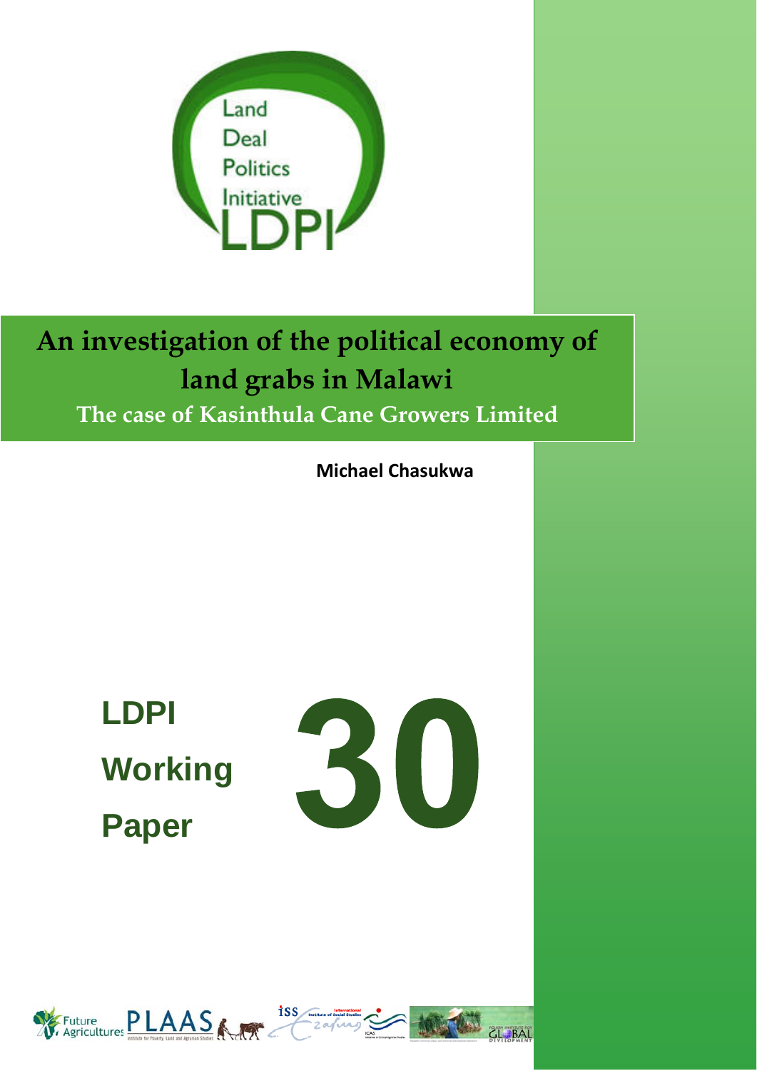Land Deal Politics Initiative

LDPI

# An investigation of the political economy of land grabs in Malawi

## The case of Kasinthula Cane Growers Limited

**Michael Chasukwa**

**LDPI Working Paper 30**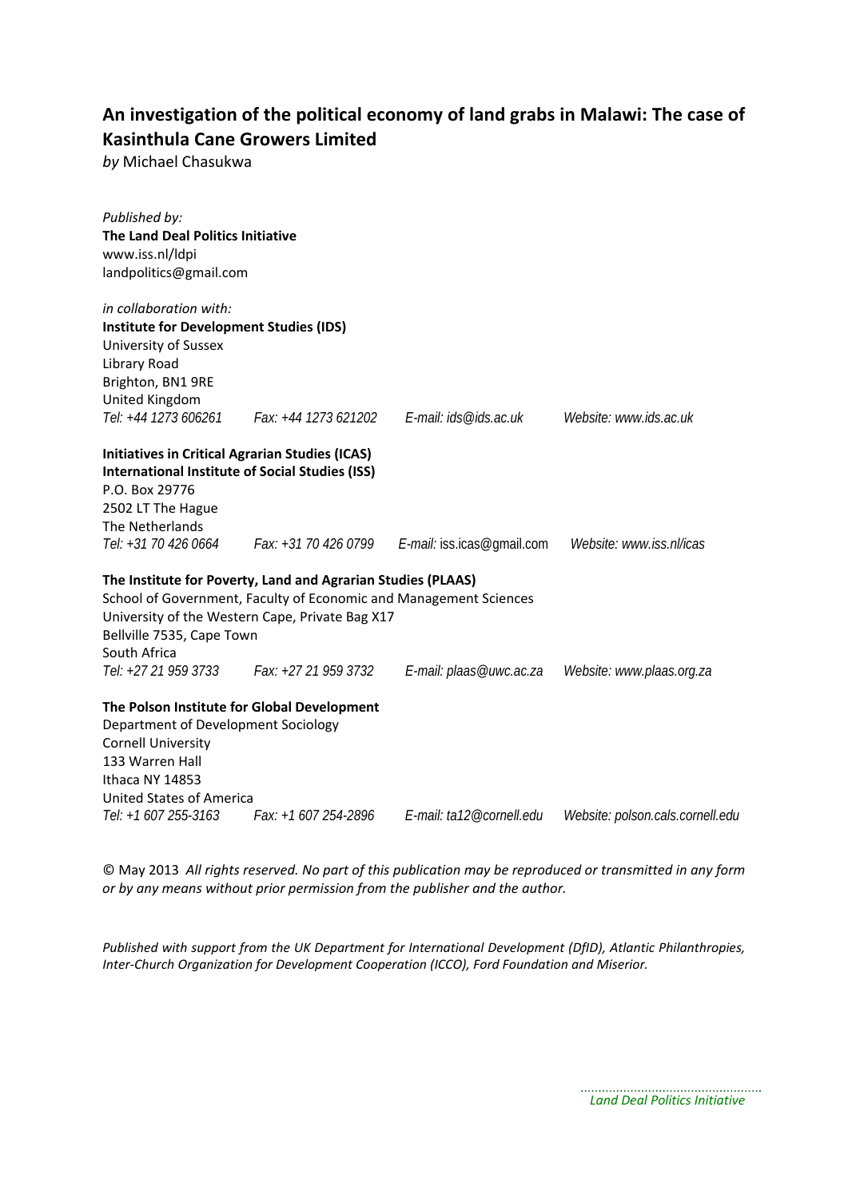# An investigation of the political economy of land grabs in Malawi: The case of Kasinthula Cane Growers Limited

*by* Michael Chasukwa

*Published by:*
**The Land Deal Politics Initiative**
www.iss.nl/ldpi
landpolitics@gmail.com

*in collaboration with:*
**Institute for Development Studies (IDS)**
University of Sussex
Library Road
Brighton, BN1 9RE
United Kingdom
*Tel: +44 1273 606261 Fax: +44 1273 621202 E-mail: ids@ids.ac.uk Website: www.ids.ac.uk*

**Initiatives in Critical Agrarian Studies (ICAS)**
**International Institute of Social Studies (ISS)**
P.O. Box 29776
2502 LT The Hague
The Netherlands
*Tel: +31 70 426 0664 Fax: +31 70 426 0799 E-mail: iss.icas@gmail.com Website: www.iss.nl/icas*

**The Institute for Poverty, Land and Agrarian Studies (PLAAS)**
School of Government, Faculty of Economic and Management Sciences
University of the Western Cape, Private Bag X17
Bellville 7535, Cape Town
South Africa
*Tel: +27 21 959 3733 Fax: +27 21 959 3732 E-mail: plaas@uwc.ac.za Website: www.plaas.org.za*

**The Polson Institute for Global Development**
Department of Development Sociology
Cornell University
133 Warren Hall
Ithaca NY 14853
United States of America
*Tel: +1 607 255-3163 Fax: +1 607 254-2896 E-mail: ta12@cornell.edu Website: polson.cals.cornell.edu*

© May 2013 *All rights reserved. No part of this publication may be reproduced or transmitted in any form or by any means without prior permission from the publisher and the author.*

*Published with support from the UK Department for International Development (DfID), Atlantic Philanthropies, Inter-Church Organization for Development Cooperation (ICCO), Ford Foundation and Miserior.*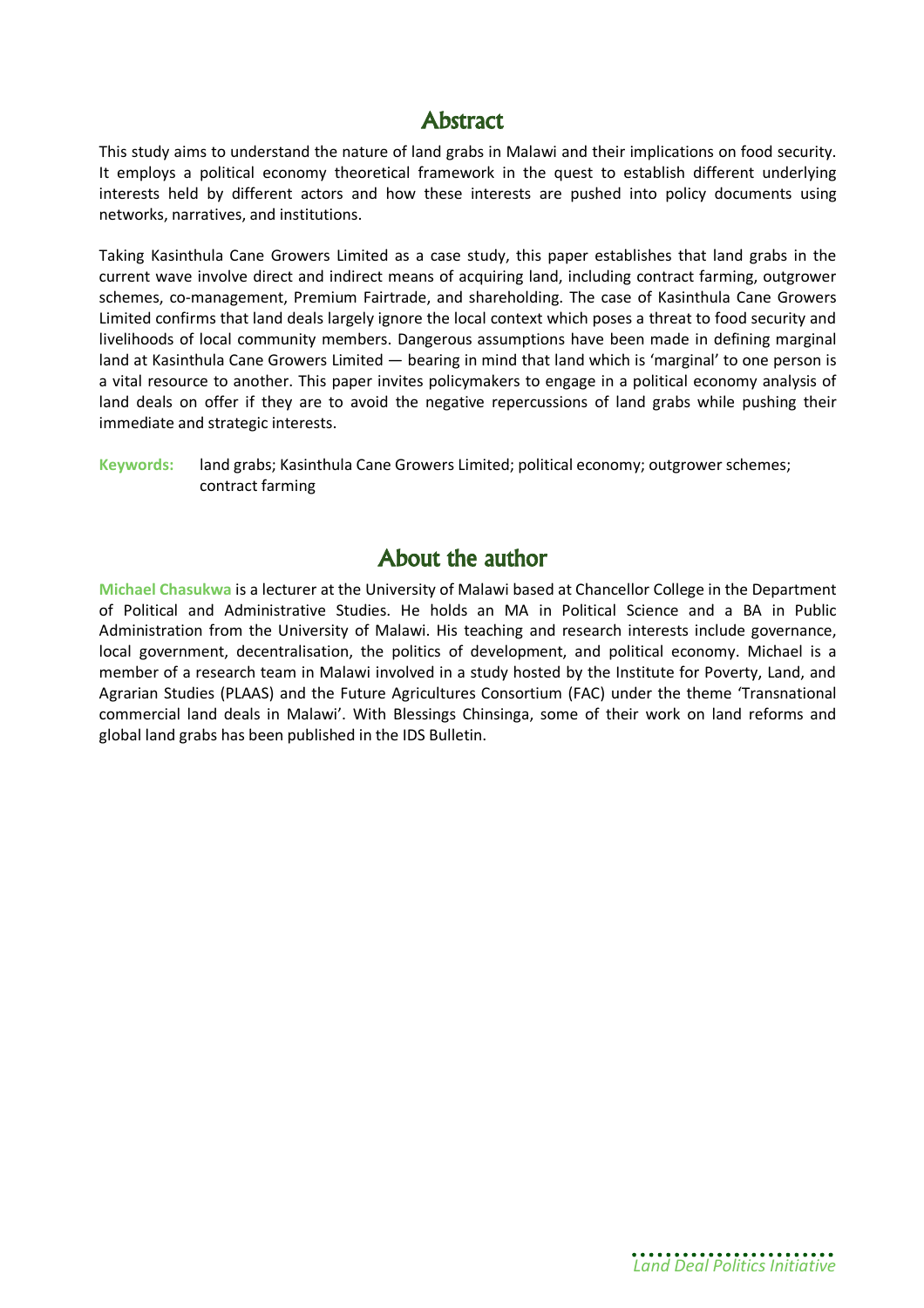## Abstract

This study aims to understand the nature of land grabs in Malawi and their implications on food security. It employs a political economy theoretical framework in the quest to establish different underlying interests held by different actors and how these interests are pushed into policy documents using networks, narratives, and institutions.

Taking Kasinthula Cane Growers Limited as a case study, this paper establishes that land grabs in the current wave involve direct and indirect means of acquiring land, including contract farming, outgrower schemes, co-management, Premium Fairtrade, and shareholding. The case of Kasinthula Cane Growers Limited confirms that land deals largely ignore the local context which poses a threat to food security and livelihoods of local community members. Dangerous assumptions have been made in defining marginal land at Kasinthula Cane Growers Limited — bearing in mind that land which is 'marginal' to one person is a vital resource to another. This paper invites policymakers to engage in a political economy analysis of land deals on offer if they are to avoid the negative repercussions of land grabs while pushing their immediate and strategic interests.

**Keywords:** land grabs; Kasinthula Cane Growers Limited; political economy; outgrower schemes; contract farming

## About the author

**Michael Chasukwa** is a lecturer at the University of Malawi based at Chancellor College in the Department of Political and Administrative Studies. He holds an MA in Political Science and a BA in Public Administration from the University of Malawi. His teaching and research interests include governance, local government, decentralisation, the politics of development, and political economy. Michael is a member of a research team in Malawi involved in a study hosted by the Institute for Poverty, Land, and Agrarian Studies (PLAAS) and the Future Agricultures Consortium (FAC) under the theme 'Transnational commercial land deals in Malawi'. With Blessings Chinsinga, some of their work on land reforms and global land grabs has been published in the IDS Bulletin.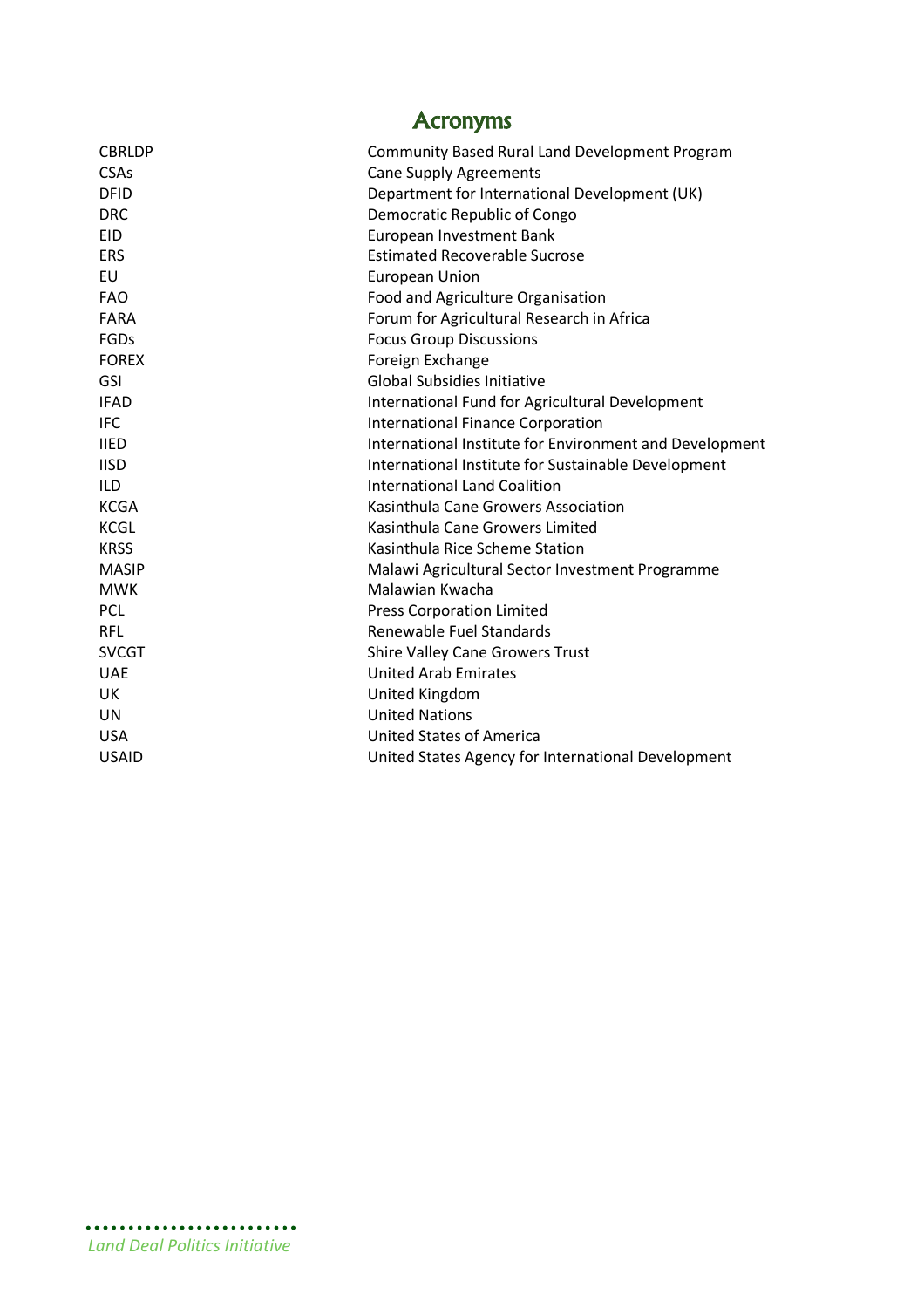# Acronyms

| | |
|---|---|
| CBRLDP | Community Based Rural Land Development Program |
| CSAs | Cane Supply Agreements |
| DFID | Department for International Development (UK) |
| DRC | Democratic Republic of Congo |
| EID | European Investment Bank |
| ERS | Estimated Recoverable Sucrose |
| EU | European Union |
| FAO | Food and Agriculture Organisation |
| FARA | Forum for Agricultural Research in Africa |
| FGDs | Focus Group Discussions |
| FOREX | Foreign Exchange |
| GSI | Global Subsidies Initiative |
| IFAD | International Fund for Agricultural Development |
| IFC | International Finance Corporation |
| IIED | International Institute for Environment and Development |
| IISD | International Institute for Sustainable Development |
| ILD | International Land Coalition |
| KCGA | Kasinthula Cane Growers Association |
| KCGL | Kasinthula Cane Growers Limited |
| KRSS | Kasinthula Rice Scheme Station |
| MASIP | Malawi Agricultural Sector Investment Programme |
| MWK | Malawian Kwacha |
| PCL | Press Corporation Limited |
| RFL | Renewable Fuel Standards |
| SVCGT | Shire Valley Cane Growers Trust |
| UAE | United Arab Emirates |
| UK | United Kingdom |
| UN | United Nations |
| USA | United States of America |
| USAID | United States Agency for International Development |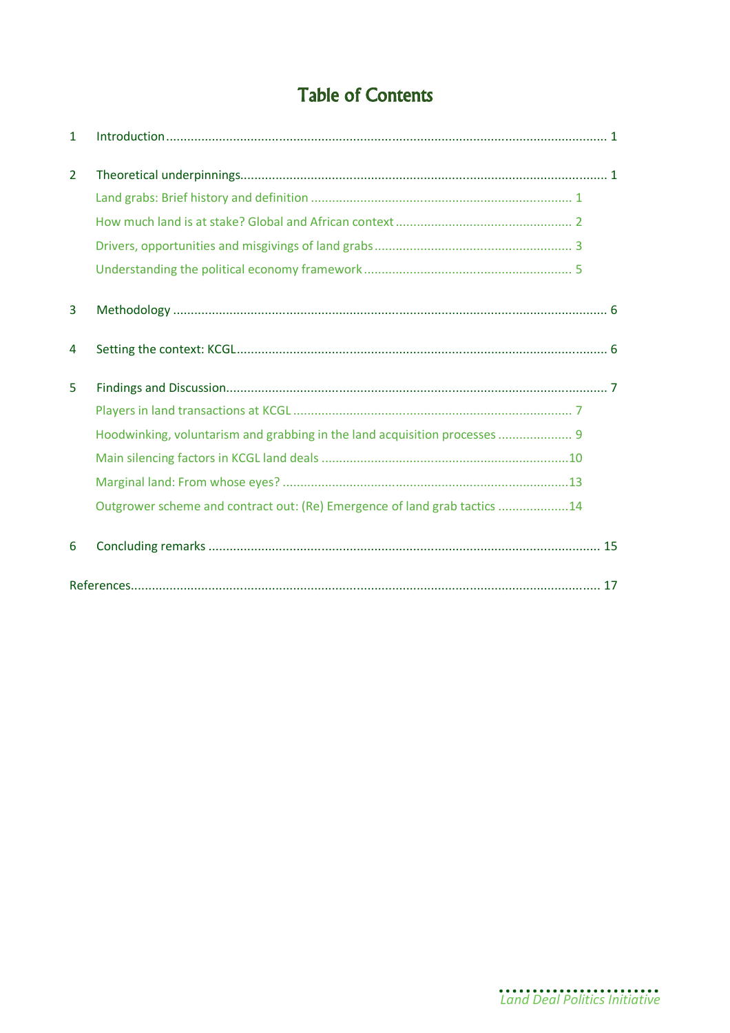# Table of Contents

1 Introduction ........................................................................................................................ 1

2 Theoretical underpinnings..................................................................................................... 1

- Land grabs: Brief history and definition ......................................................................... 1
- How much land is at stake? Global and African context ................................................. 2
- Drivers, opportunities and misgivings of land grabs ........................................................ 3
- Understanding the political economy framework ........................................................... 5

3 Methodology ........................................................................................................................ 6

4 Setting the context: KCGL...................................................................................................... 6

5 Findings and Discussion......................................................................................................... 7

- Players in land transactions at KCGL .............................................................................. 7
- Hoodwinking, voluntarism and grabbing in the land acquisition processes ..................... 9
- Main silencing factors in KCGL land deals ......................................................................10
- Marginal land: From whose eyes? .................................................................................13
- Outgrower scheme and contract out: (Re) Emergence of land grab tactics ....................14

6 Concluding remarks ............................................................................................................. 15

References.................................................................................................................................. 17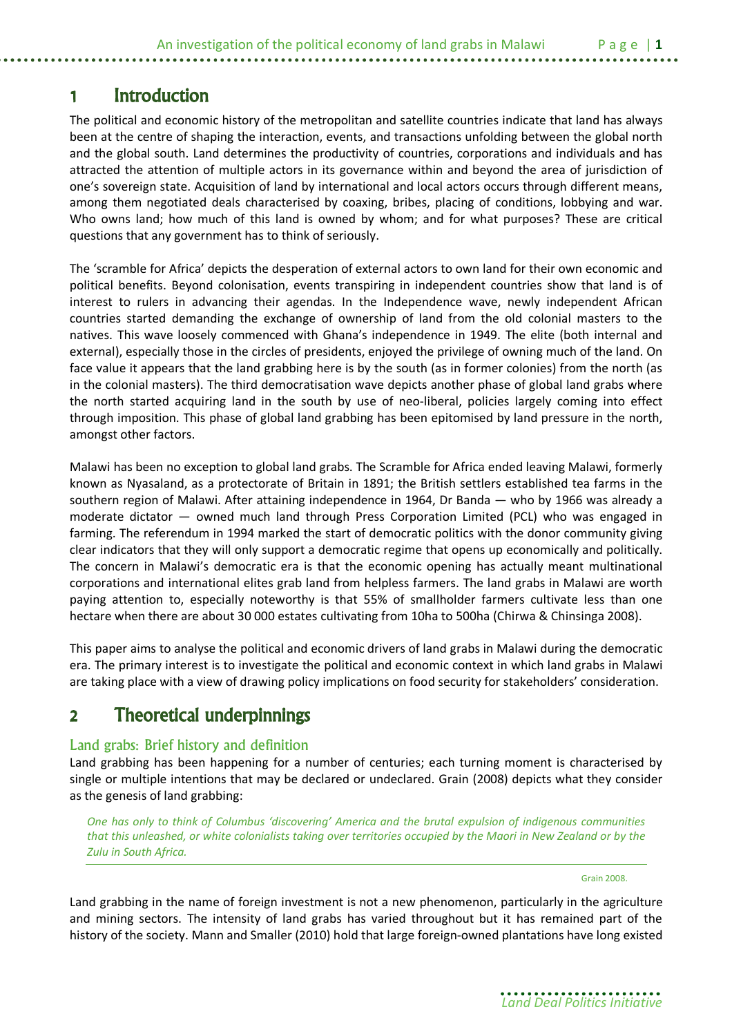# 1 Introduction

The political and economic history of the metropolitan and satellite countries indicate that land has always been at the centre of shaping the interaction, events, and transactions unfolding between the global north and the global south. Land determines the productivity of countries, corporations and individuals and has attracted the attention of multiple actors in its governance within and beyond the area of jurisdiction of one's sovereign state. Acquisition of land by international and local actors occurs through different means, among them negotiated deals characterised by coaxing, bribes, placing of conditions, lobbying and war. Who owns land; how much of this land is owned by whom; and for what purposes? These are critical questions that any government has to think of seriously.

The 'scramble for Africa' depicts the desperation of external actors to own land for their own economic and political benefits. Beyond colonisation, events transpiring in independent countries show that land is of interest to rulers in advancing their agendas. In the Independence wave, newly independent African countries started demanding the exchange of ownership of land from the old colonial masters to the natives. This wave loosely commenced with Ghana's independence in 1949. The elite (both internal and external), especially those in the circles of presidents, enjoyed the privilege of owning much of the land. On face value it appears that the land grabbing here is by the south (as in former colonies) from the north (as in the colonial masters). The third democratisation wave depicts another phase of global land grabs where the north started acquiring land in the south by use of neo-liberal, policies largely coming into effect through imposition. This phase of global land grabbing has been epitomised by land pressure in the north, amongst other factors.

Malawi has been no exception to global land grabs. The Scramble for Africa ended leaving Malawi, formerly known as Nyasaland, as a protectorate of Britain in 1891; the British settlers established tea farms in the southern region of Malawi. After attaining independence in 1964, Dr Banda — who by 1966 was already a moderate dictator — owned much land through Press Corporation Limited (PCL) who was engaged in farming. The referendum in 1994 marked the start of democratic politics with the donor community giving clear indicators that they will only support a democratic regime that opens up economically and politically. The concern in Malawi's democratic era is that the economic opening has actually meant multinational corporations and international elites grab land from helpless farmers. The land grabs in Malawi are worth paying attention to, especially noteworthy is that 55% of smallholder farmers cultivate less than one hectare when there are about 30 000 estates cultivating from 10ha to 500ha (Chirwa & Chinsinga 2008).

This paper aims to analyse the political and economic drivers of land grabs in Malawi during the democratic era. The primary interest is to investigate the political and economic context in which land grabs in Malawi are taking place with a view of drawing policy implications on food security for stakeholders' consideration.

# 2 Theoretical underpinnings

## Land grabs: Brief history and definition

Land grabbing has been happening for a number of centuries; each turning moment is characterised by single or multiple intentions that may be declared or undeclared. Grain (2008) depicts what they consider as the genesis of land grabbing:

> *One has only to think of Columbus 'discovering' America and the brutal expulsion of indigenous communities that this unleashed, or white colonialists taking over territories occupied by the Maori in New Zealand or by the Zulu in South Africa.*
>
> Grain 2008.

Land grabbing in the name of foreign investment is not a new phenomenon, particularly in the agriculture and mining sectors. The intensity of land grabs has varied throughout but it has remained part of the history of the society. Mann and Smaller (2010) hold that large foreign-owned plantations have long existed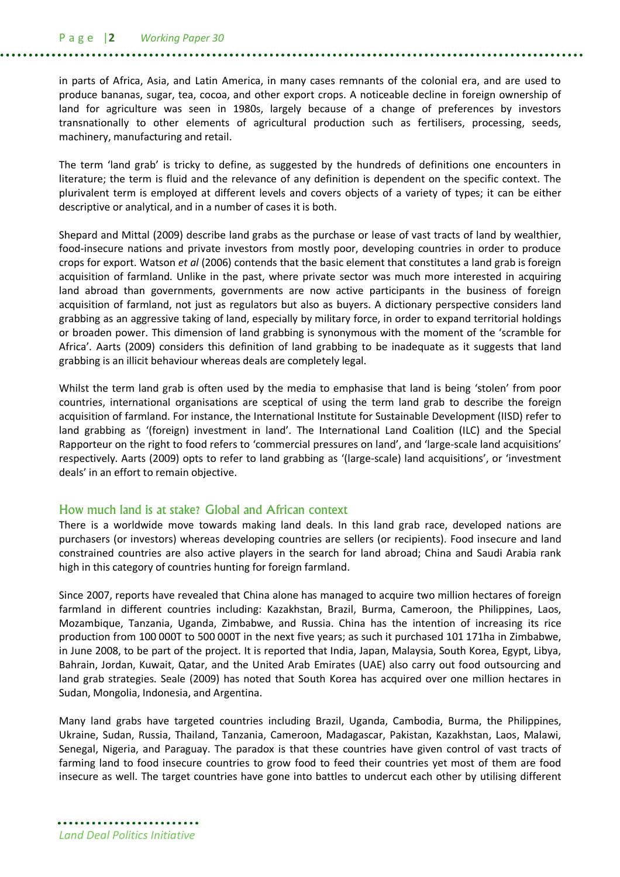in parts of Africa, Asia, and Latin America, in many cases remnants of the colonial era, and are used to produce bananas, sugar, tea, cocoa, and other export crops. A noticeable decline in foreign ownership of land for agriculture was seen in 1980s, largely because of a change of preferences by investors transnationally to other elements of agricultural production such as fertilisers, processing, seeds, machinery, manufacturing and retail.

The term 'land grab' is tricky to define, as suggested by the hundreds of definitions one encounters in literature; the term is fluid and the relevance of any definition is dependent on the specific context. The plurivalent term is employed at different levels and covers objects of a variety of types; it can be either descriptive or analytical, and in a number of cases it is both.

Shepard and Mittal (2009) describe land grabs as the purchase or lease of vast tracts of land by wealthier, food-insecure nations and private investors from mostly poor, developing countries in order to produce crops for export. Watson *et al* (2006) contends that the basic element that constitutes a land grab is foreign acquisition of farmland. Unlike in the past, where private sector was much more interested in acquiring land abroad than governments, governments are now active participants in the business of foreign acquisition of farmland, not just as regulators but also as buyers. A dictionary perspective considers land grabbing as an aggressive taking of land, especially by military force, in order to expand territorial holdings or broaden power. This dimension of land grabbing is synonymous with the moment of the 'scramble for Africa'. Aarts (2009) considers this definition of land grabbing to be inadequate as it suggests that land grabbing is an illicit behaviour whereas deals are completely legal.

Whilst the term land grab is often used by the media to emphasise that land is being 'stolen' from poor countries, international organisations are sceptical of using the term land grab to describe the foreign acquisition of farmland. For instance, the International Institute for Sustainable Development (IISD) refer to land grabbing as '(foreign) investment in land'. The International Land Coalition (ILC) and the Special Rapporteur on the right to food refers to 'commercial pressures on land', and 'large-scale land acquisitions' respectively. Aarts (2009) opts to refer to land grabbing as '(large-scale) land acquisitions', or 'investment deals' in an effort to remain objective.

## How much land is at stake? Global and African context

There is a worldwide move towards making land deals. In this land grab race, developed nations are purchasers (or investors) whereas developing countries are sellers (or recipients). Food insecure and land constrained countries are also active players in the search for land abroad; China and Saudi Arabia rank high in this category of countries hunting for foreign farmland.

Since 2007, reports have revealed that China alone has managed to acquire two million hectares of foreign farmland in different countries including: Kazakhstan, Brazil, Burma, Cameroon, the Philippines, Laos, Mozambique, Tanzania, Uganda, Zimbabwe, and Russia. China has the intention of increasing its rice production from 100 000T to 500 000T in the next five years; as such it purchased 101 171ha in Zimbabwe, in June 2008, to be part of the project. It is reported that India, Japan, Malaysia, South Korea, Egypt, Libya, Bahrain, Jordan, Kuwait, Qatar, and the United Arab Emirates (UAE) also carry out food outsourcing and land grab strategies. Seale (2009) has noted that South Korea has acquired over one million hectares in Sudan, Mongolia, Indonesia, and Argentina.

Many land grabs have targeted countries including Brazil, Uganda, Cambodia, Burma, the Philippines, Ukraine, Sudan, Russia, Thailand, Tanzania, Cameroon, Madagascar, Pakistan, Kazakhstan, Laos, Malawi, Senegal, Nigeria, and Paraguay. The paradox is that these countries have given control of vast tracts of farming land to food insecure countries to grow food to feed their countries yet most of them are food insecure as well. The target countries have gone into battles to undercut each other by utilising different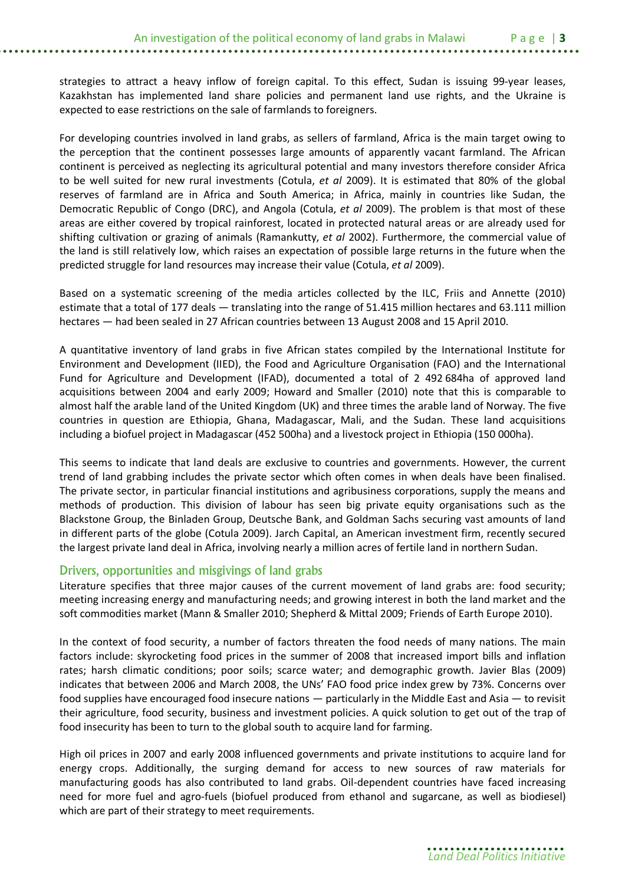strategies to attract a heavy inflow of foreign capital. To this effect, Sudan is issuing 99-year leases, Kazakhstan has implemented land share policies and permanent land use rights, and the Ukraine is expected to ease restrictions on the sale of farmlands to foreigners.

For developing countries involved in land grabs, as sellers of farmland, Africa is the main target owing to the perception that the continent possesses large amounts of apparently vacant farmland. The African continent is perceived as neglecting its agricultural potential and many investors therefore consider Africa to be well suited for new rural investments (Cotula, *et al* 2009). It is estimated that 80% of the global reserves of farmland are in Africa and South America; in Africa, mainly in countries like Sudan, the Democratic Republic of Congo (DRC), and Angola (Cotula, *et al* 2009). The problem is that most of these areas are either covered by tropical rainforest, located in protected natural areas or are already used for shifting cultivation or grazing of animals (Ramankutty, *et al* 2002). Furthermore, the commercial value of the land is still relatively low, which raises an expectation of possible large returns in the future when the predicted struggle for land resources may increase their value (Cotula, *et al* 2009).

Based on a systematic screening of the media articles collected by the ILC, Friis and Annette (2010) estimate that a total of 177 deals — translating into the range of 51.415 million hectares and 63.111 million hectares — had been sealed in 27 African countries between 13 August 2008 and 15 April 2010.

A quantitative inventory of land grabs in five African states compiled by the International Institute for Environment and Development (IIED), the Food and Agriculture Organisation (FAO) and the International Fund for Agriculture and Development (IFAD), documented a total of 2 492 684ha of approved land acquisitions between 2004 and early 2009; Howard and Smaller (2010) note that this is comparable to almost half the arable land of the United Kingdom (UK) and three times the arable land of Norway. The five countries in question are Ethiopia, Ghana, Madagascar, Mali, and the Sudan. These land acquisitions including a biofuel project in Madagascar (452 500ha) and a livestock project in Ethiopia (150 000ha).

This seems to indicate that land deals are exclusive to countries and governments. However, the current trend of land grabbing includes the private sector which often comes in when deals have been finalised. The private sector, in particular financial institutions and agribusiness corporations, supply the means and methods of production. This division of labour has seen big private equity organisations such as the Blackstone Group, the Binladen Group, Deutsche Bank, and Goldman Sachs securing vast amounts of land in different parts of the globe (Cotula 2009). Jarch Capital, an American investment firm, recently secured the largest private land deal in Africa, involving nearly a million acres of fertile land in northern Sudan.

## Drivers, opportunities and misgivings of land grabs

Literature specifies that three major causes of the current movement of land grabs are: food security; meeting increasing energy and manufacturing needs; and growing interest in both the land market and the soft commodities market (Mann & Smaller 2010; Shepherd & Mittal 2009; Friends of Earth Europe 2010).

In the context of food security, a number of factors threaten the food needs of many nations. The main factors include: skyrocketing food prices in the summer of 2008 that increased import bills and inflation rates; harsh climatic conditions; poor soils; scarce water; and demographic growth. Javier Blas (2009) indicates that between 2006 and March 2008, the UNs' FAO food price index grew by 73%. Concerns over food supplies have encouraged food insecure nations — particularly in the Middle East and Asia — to revisit their agriculture, food security, business and investment policies. A quick solution to get out of the trap of food insecurity has been to turn to the global south to acquire land for farming.

High oil prices in 2007 and early 2008 influenced governments and private institutions to acquire land for energy crops. Additionally, the surging demand for access to new sources of raw materials for manufacturing goods has also contributed to land grabs. Oil-dependent countries have faced increasing need for more fuel and agro-fuels (biofuel produced from ethanol and sugarcane, as well as biodiesel) which are part of their strategy to meet requirements.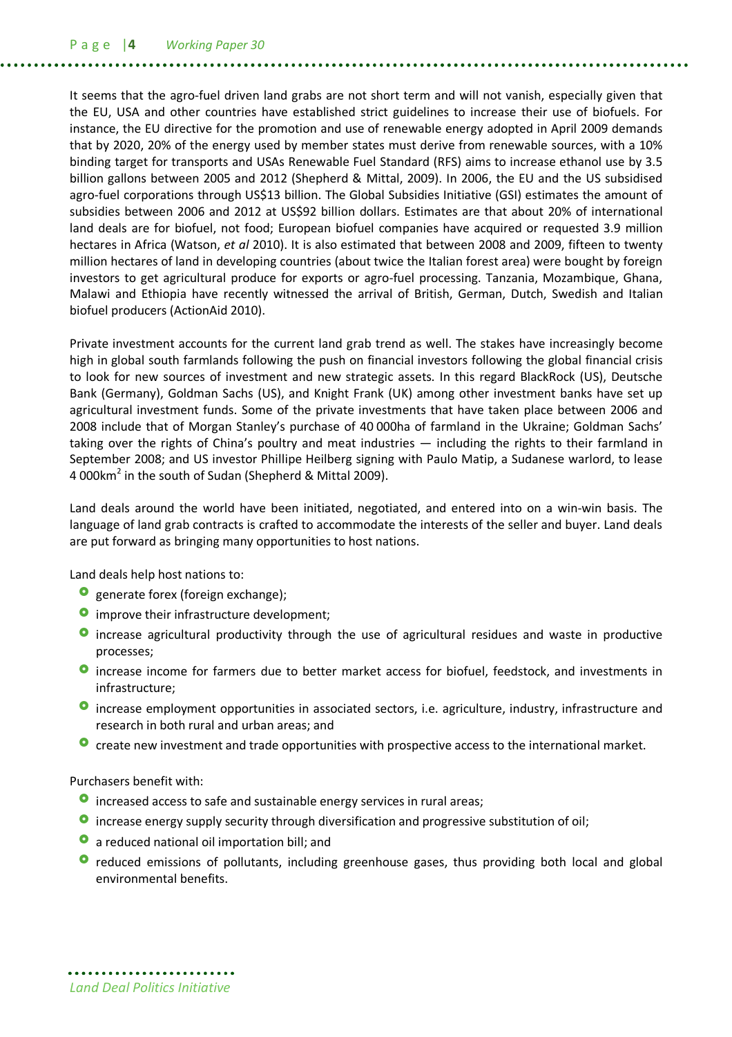It seems that the agro-fuel driven land grabs are not short term and will not vanish, especially given that the EU, USA and other countries have established strict guidelines to increase their use of biofuels. For instance, the EU directive for the promotion and use of renewable energy adopted in April 2009 demands that by 2020, 20% of the energy used by member states must derive from renewable sources, with a 10% binding target for transports and USAs Renewable Fuel Standard (RFS) aims to increase ethanol use by 3.5 billion gallons between 2005 and 2012 (Shepherd & Mittal, 2009). In 2006, the EU and the US subsidised agro-fuel corporations through US$13 billion. The Global Subsidies Initiative (GSI) estimates the amount of subsidies between 2006 and 2012 at US$92 billion dollars. Estimates are that about 20% of international land deals are for biofuel, not food; European biofuel companies have acquired or requested 3.9 million hectares in Africa (Watson, *et al* 2010). It is also estimated that between 2008 and 2009, fifteen to twenty million hectares of land in developing countries (about twice the Italian forest area) were bought by foreign investors to get agricultural produce for exports or agro-fuel processing. Tanzania, Mozambique, Ghana, Malawi and Ethiopia have recently witnessed the arrival of British, German, Dutch, Swedish and Italian biofuel producers (ActionAid 2010).

Private investment accounts for the current land grab trend as well. The stakes have increasingly become high in global south farmlands following the push on financial investors following the global financial crisis to look for new sources of investment and new strategic assets. In this regard BlackRock (US), Deutsche Bank (Germany), Goldman Sachs (US), and Knight Frank (UK) among other investment banks have set up agricultural investment funds. Some of the private investments that have taken place between 2006 and 2008 include that of Morgan Stanley's purchase of 40 000ha of farmland in the Ukraine; Goldman Sachs' taking over the rights of China's poultry and meat industries — including the rights to their farmland in September 2008; and US investor Phillipe Heilberg signing with Paulo Matip, a Sudanese warlord, to lease 4 000km$^2$ in the south of Sudan (Shepherd & Mittal 2009).

Land deals around the world have been initiated, negotiated, and entered into on a win-win basis. The language of land grab contracts is crafted to accommodate the interests of the seller and buyer. Land deals are put forward as bringing many opportunities to host nations.

Land deals help host nations to:

- generate forex (foreign exchange);
- improve their infrastructure development;
- increase agricultural productivity through the use of agricultural residues and waste in productive processes;
- increase income for farmers due to better market access for biofuel, feedstock, and investments in infrastructure;
- increase employment opportunities in associated sectors, i.e. agriculture, industry, infrastructure and research in both rural and urban areas; and
- create new investment and trade opportunities with prospective access to the international market.

Purchasers benefit with:

- increased access to safe and sustainable energy services in rural areas;
- increase energy supply security through diversification and progressive substitution of oil;
- a reduced national oil importation bill; and
- reduced emissions of pollutants, including greenhouse gases, thus providing both local and global environmental benefits.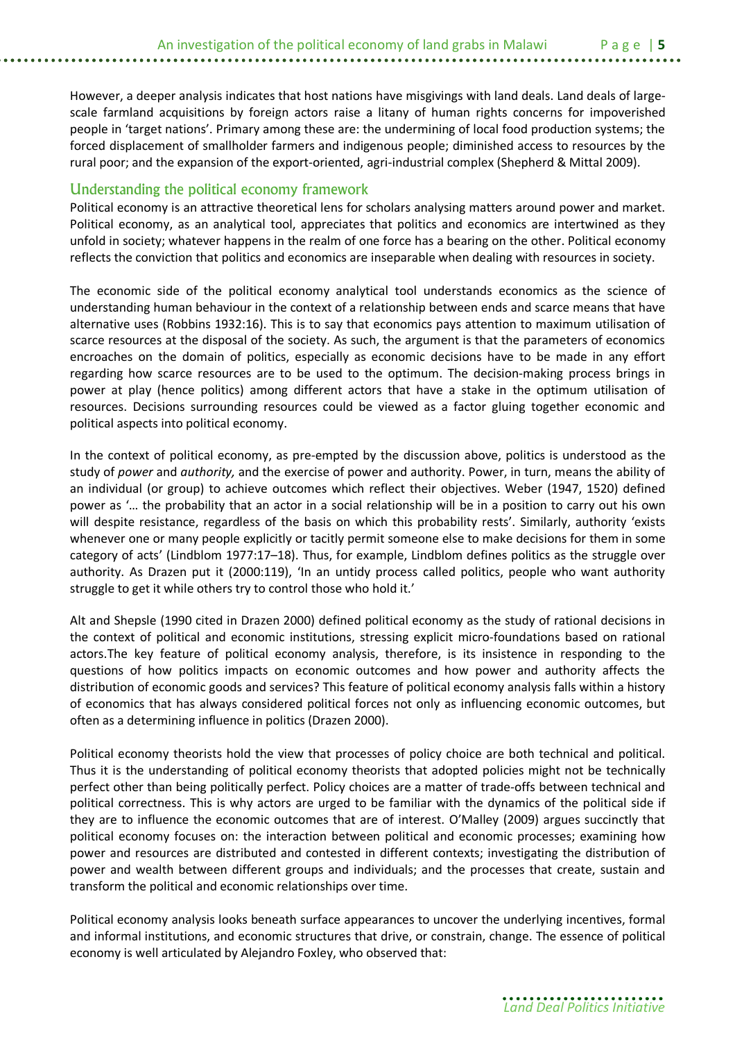However, a deeper analysis indicates that host nations have misgivings with land deals. Land deals of large-scale farmland acquisitions by foreign actors raise a litany of human rights concerns for impoverished people in 'target nations'. Primary among these are: the undermining of local food production systems; the forced displacement of smallholder farmers and indigenous people; diminished access to resources by the rural poor; and the expansion of the export-oriented, agri-industrial complex (Shepherd & Mittal 2009).

## Understanding the political economy framework

Political economy is an attractive theoretical lens for scholars analysing matters around power and market. Political economy, as an analytical tool, appreciates that politics and economics are intertwined as they unfold in society; whatever happens in the realm of one force has a bearing on the other. Political economy reflects the conviction that politics and economics are inseparable when dealing with resources in society.

The economic side of the political economy analytical tool understands economics as the science of understanding human behaviour in the context of a relationship between ends and scarce means that have alternative uses (Robbins 1932:16). This is to say that economics pays attention to maximum utilisation of scarce resources at the disposal of the society. As such, the argument is that the parameters of economics encroaches on the domain of politics, especially as economic decisions have to be made in any effort regarding how scarce resources are to be used to the optimum. The decision-making process brings in power at play (hence politics) among different actors that have a stake in the optimum utilisation of resources. Decisions surrounding resources could be viewed as a factor gluing together economic and political aspects into political economy.

In the context of political economy, as pre-empted by the discussion above, politics is understood as the study of *power* and *authority,* and the exercise of power and authority. Power, in turn, means the ability of an individual (or group) to achieve outcomes which reflect their objectives. Weber (1947, 1520) defined power as '… the probability that an actor in a social relationship will be in a position to carry out his own will despite resistance, regardless of the basis on which this probability rests'. Similarly, authority 'exists whenever one or many people explicitly or tacitly permit someone else to make decisions for them in some category of acts' (Lindblom 1977:17–18). Thus, for example, Lindblom defines politics as the struggle over authority. As Drazen put it (2000:119), 'In an untidy process called politics, people who want authority struggle to get it while others try to control those who hold it.'

Alt and Shepsle (1990 cited in Drazen 2000) defined political economy as the study of rational decisions in the context of political and economic institutions, stressing explicit micro-foundations based on rational actors.The key feature of political economy analysis, therefore, is its insistence in responding to the questions of how politics impacts on economic outcomes and how power and authority affects the distribution of economic goods and services? This feature of political economy analysis falls within a history of economics that has always considered political forces not only as influencing economic outcomes, but often as a determining influence in politics (Drazen 2000).

Political economy theorists hold the view that processes of policy choice are both technical and political. Thus it is the understanding of political economy theorists that adopted policies might not be technically perfect other than being politically perfect. Policy choices are a matter of trade-offs between technical and political correctness. This is why actors are urged to be familiar with the dynamics of the political side if they are to influence the economic outcomes that are of interest. O'Malley (2009) argues succinctly that political economy focuses on: the interaction between political and economic processes; examining how power and resources are distributed and contested in different contexts; investigating the distribution of power and wealth between different groups and individuals; and the processes that create, sustain and transform the political and economic relationships over time.

Political economy analysis looks beneath surface appearances to uncover the underlying incentives, formal and informal institutions, and economic structures that drive, or constrain, change. The essence of political economy is well articulated by Alejandro Foxley, who observed that: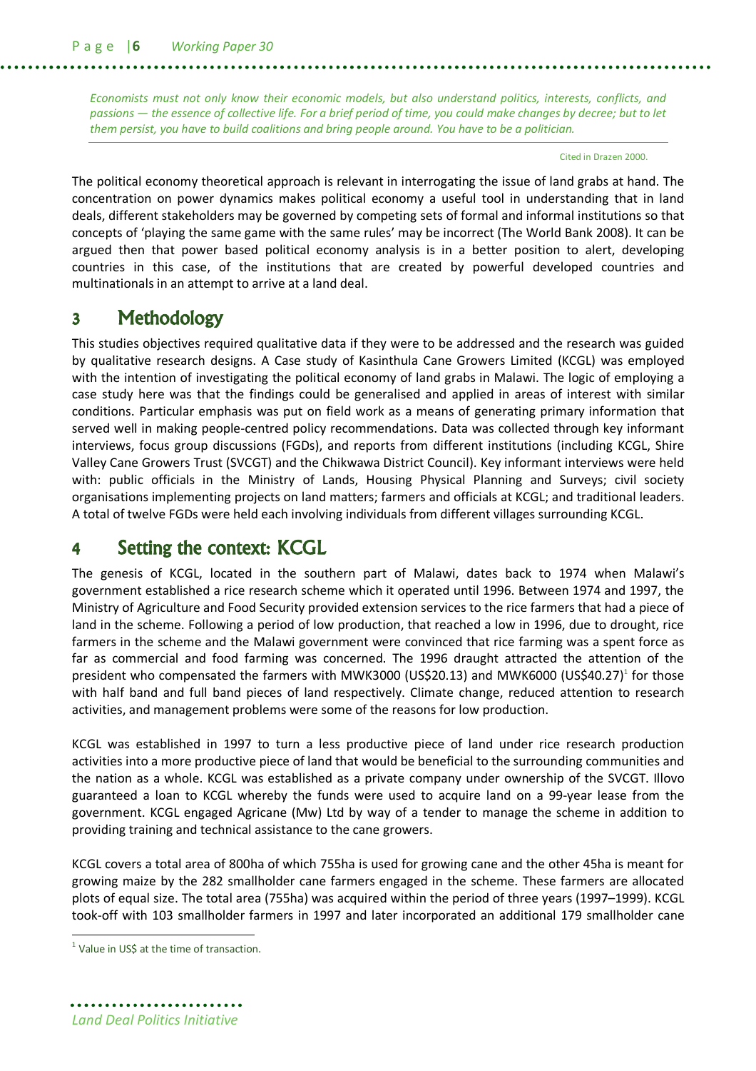*Economists must not only know their economic models, but also understand politics, interests, conflicts, and passions — the essence of collective life. For a brief period of time, you could make changes by decree; but to let them persist, you have to build coalitions and bring people around. You have to be a politician.*

Cited in Drazen 2000.

The political economy theoretical approach is relevant in interrogating the issue of land grabs at hand. The concentration on power dynamics makes political economy a useful tool in understanding that in land deals, different stakeholders may be governed by competing sets of formal and informal institutions so that concepts of 'playing the same game with the same rules' may be incorrect (The World Bank 2008). It can be argued then that power based political economy analysis is in a better position to alert, developing countries in this case, of the institutions that are created by powerful developed countries and multinationals in an attempt to arrive at a land deal.

# 3 Methodology

This studies objectives required qualitative data if they were to be addressed and the research was guided by qualitative research designs. A Case study of Kasinthula Cane Growers Limited (KCGL) was employed with the intention of investigating the political economy of land grabs in Malawi. The logic of employing a case study here was that the findings could be generalised and applied in areas of interest with similar conditions. Particular emphasis was put on field work as a means of generating primary information that served well in making people-centred policy recommendations. Data was collected through key informant interviews, focus group discussions (FGDs), and reports from different institutions (including KCGL, Shire Valley Cane Growers Trust (SVCGT) and the Chikwawa District Council). Key informant interviews were held with: public officials in the Ministry of Lands, Housing Physical Planning and Surveys; civil society organisations implementing projects on land matters; farmers and officials at KCGL; and traditional leaders. A total of twelve FGDs were held each involving individuals from different villages surrounding KCGL.

# 4 Setting the context: KCGL

The genesis of KCGL, located in the southern part of Malawi, dates back to 1974 when Malawi's government established a rice research scheme which it operated until 1996. Between 1974 and 1997, the Ministry of Agriculture and Food Security provided extension services to the rice farmers that had a piece of land in the scheme. Following a period of low production, that reached a low in 1996, due to drought, rice farmers in the scheme and the Malawi government were convinced that rice farming was a spent force as far as commercial and food farming was concerned. The 1996 draught attracted the attention of the president who compensated the farmers with MWK3000 (US$20.13) and MWK6000 (US$40.27)[1] for those with half band and full band pieces of land respectively. Climate change, reduced attention to research activities, and management problems were some of the reasons for low production.

KCGL was established in 1997 to turn a less productive piece of land under rice research production activities into a more productive piece of land that would be beneficial to the surrounding communities and the nation as a whole. KCGL was established as a private company under ownership of the SVCGT. Illovo guaranteed a loan to KCGL whereby the funds were used to acquire land on a 99-year lease from the government. KCGL engaged Agricane (Mw) Ltd by way of a tender to manage the scheme in addition to providing training and technical assistance to the cane growers.

KCGL covers a total area of 800ha of which 755ha is used for growing cane and the other 45ha is meant for growing maize by the 282 smallholder cane farmers engaged in the scheme. These farmers are allocated plots of equal size. The total area (755ha) was acquired within the period of three years (1997–1999). KCGL took-off with 103 smallholder farmers in 1997 and later incorporated an additional 179 smallholder cane

[1] Value in US$ at the time of transaction.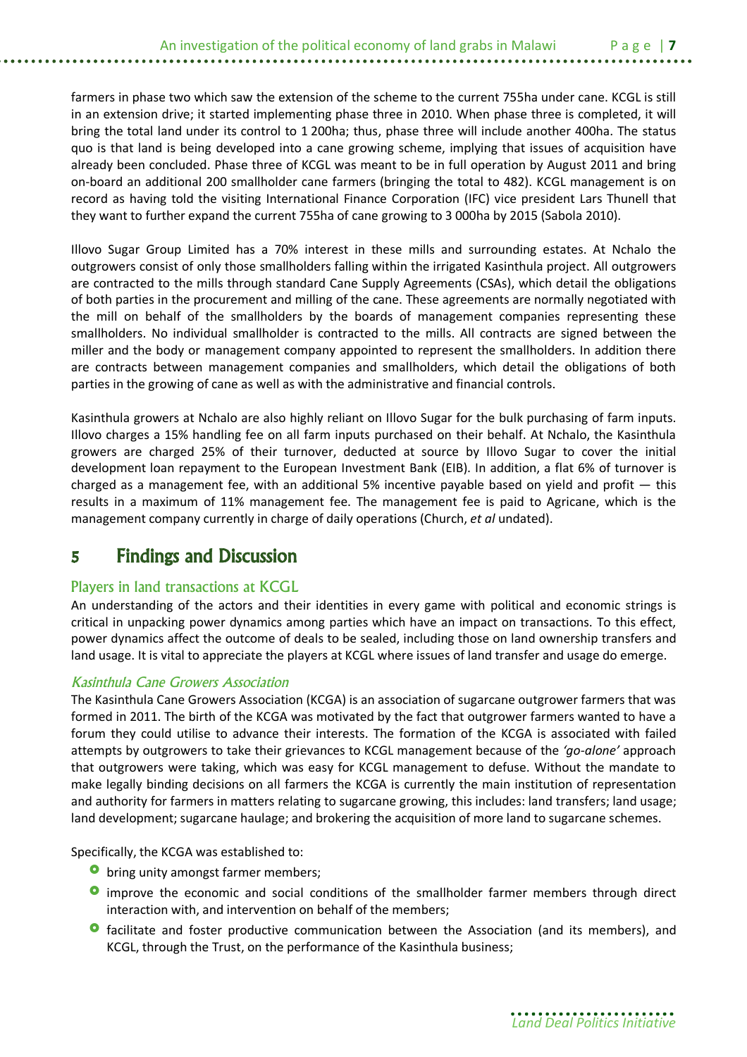farmers in phase two which saw the extension of the scheme to the current 755ha under cane. KCGL is still in an extension drive; it started implementing phase three in 2010. When phase three is completed, it will bring the total land under its control to 1 200ha; thus, phase three will include another 400ha. The status quo is that land is being developed into a cane growing scheme, implying that issues of acquisition have already been concluded. Phase three of KCGL was meant to be in full operation by August 2011 and bring on-board an additional 200 smallholder cane farmers (bringing the total to 482). KCGL management is on record as having told the visiting International Finance Corporation (IFC) vice president Lars Thunell that they want to further expand the current 755ha of cane growing to 3 000ha by 2015 (Sabola 2010).

Illovo Sugar Group Limited has a 70% interest in these mills and surrounding estates. At Nchalo the outgrowers consist of only those smallholders falling within the irrigated Kasinthula project. All outgrowers are contracted to the mills through standard Cane Supply Agreements (CSAs), which detail the obligations of both parties in the procurement and milling of the cane. These agreements are normally negotiated with the mill on behalf of the smallholders by the boards of management companies representing these smallholders. No individual smallholder is contracted to the mills. All contracts are signed between the miller and the body or management company appointed to represent the smallholders. In addition there are contracts between management companies and smallholders, which detail the obligations of both parties in the growing of cane as well as with the administrative and financial controls.

Kasinthula growers at Nchalo are also highly reliant on Illovo Sugar for the bulk purchasing of farm inputs. Illovo charges a 15% handling fee on all farm inputs purchased on their behalf. At Nchalo, the Kasinthula growers are charged 25% of their turnover, deducted at source by Illovo Sugar to cover the initial development loan repayment to the European Investment Bank (EIB). In addition, a flat 6% of turnover is charged as a management fee, with an additional 5% incentive payable based on yield and profit — this results in a maximum of 11% management fee. The management fee is paid to Agricane, which is the management company currently in charge of daily operations (Church, *et al* undated).

# 5 Findings and Discussion

## Players in land transactions at KCGL

An understanding of the actors and their identities in every game with political and economic strings is critical in unpacking power dynamics among parties which have an impact on transactions. To this effect, power dynamics affect the outcome of deals to be sealed, including those on land ownership transfers and land usage. It is vital to appreciate the players at KCGL where issues of land transfer and usage do emerge.

### *Kasinthula Cane Growers Association*

The Kasinthula Cane Growers Association (KCGA) is an association of sugarcane outgrower farmers that was formed in 2011. The birth of the KCGA was motivated by the fact that outgrower farmers wanted to have a forum they could utilise to advance their interests. The formation of the KCGA is associated with failed attempts by outgrowers to take their grievances to KCGL management because of the *'go-alone'* approach that outgrowers were taking, which was easy for KCGL management to defuse. Without the mandate to make legally binding decisions on all farmers the KCGA is currently the main institution of representation and authority for farmers in matters relating to sugarcane growing, this includes: land transfers; land usage; land development; sugarcane haulage; and brokering the acquisition of more land to sugarcane schemes.

Specifically, the KCGA was established to:

- bring unity amongst farmer members;
- improve the economic and social conditions of the smallholder farmer members through direct interaction with, and intervention on behalf of the members;
- facilitate and foster productive communication between the Association (and its members), and KCGL, through the Trust, on the performance of the Kasinthula business;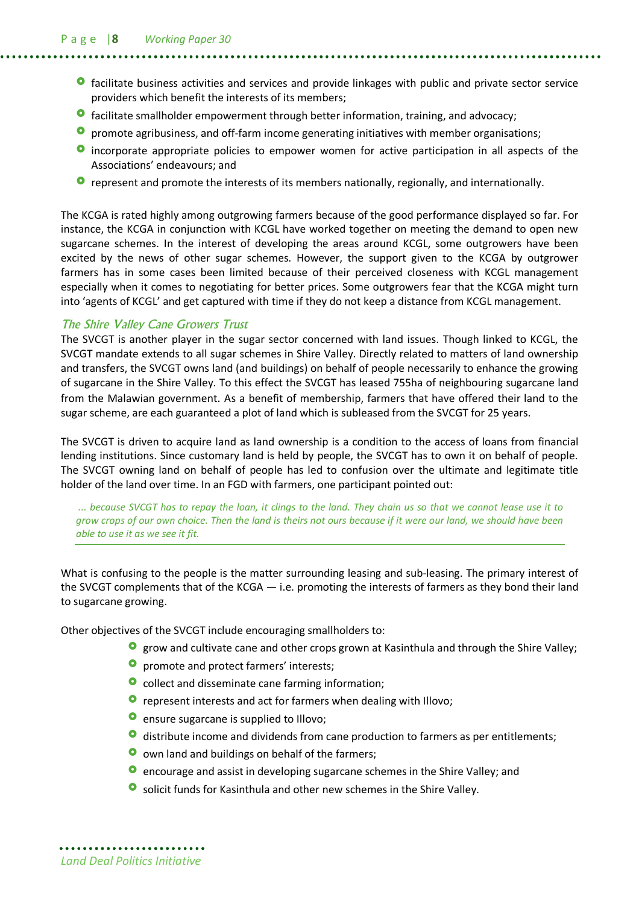- facilitate business activities and services and provide linkages with public and private sector service providers which benefit the interests of its members;
- facilitate smallholder empowerment through better information, training, and advocacy;
- promote agribusiness, and off-farm income generating initiatives with member organisations;
- incorporate appropriate policies to empower women for active participation in all aspects of the Associations' endeavours; and
- represent and promote the interests of its members nationally, regionally, and internationally.

The KCGA is rated highly among outgrowing farmers because of the good performance displayed so far. For instance, the KCGA in conjunction with KCGL have worked together on meeting the demand to open new sugarcane schemes. In the interest of developing the areas around KCGL, some outgrowers have been excited by the news of other sugar schemes. However, the support given to the KCGA by outgrower farmers has in some cases been limited because of their perceived closeness with KCGL management especially when it comes to negotiating for better prices. Some outgrowers fear that the KCGA might turn into 'agents of KCGL' and get captured with time if they do not keep a distance from KCGL management.

### *The Shire Valley Cane Growers Trust*

The SVCGT is another player in the sugar sector concerned with land issues. Though linked to KCGL, the SVCGT mandate extends to all sugar schemes in Shire Valley. Directly related to matters of land ownership and transfers, the SVCGT owns land (and buildings) on behalf of people necessarily to enhance the growing of sugarcane in the Shire Valley. To this effect the SVCGT has leased 755ha of neighbouring sugarcane land from the Malawian government. As a benefit of membership, farmers that have offered their land to the sugar scheme, are each guaranteed a plot of land which is subleased from the SVCGT for 25 years.

The SVCGT is driven to acquire land as land ownership is a condition to the access of loans from financial lending institutions. Since customary land is held by people, the SVCGT has to own it on behalf of people. The SVCGT owning land on behalf of people has led to confusion over the ultimate and legitimate title holder of the land over time. In an FGD with farmers, one participant pointed out:

> *... because SVCGT has to repay the loan, it clings to the land. They chain us so that we cannot lease use it to grow crops of our own choice. Then the land is theirs not ours because if it were our land, we should have been able to use it as we see it fit.*

What is confusing to the people is the matter surrounding leasing and sub-leasing. The primary interest of the SVCGT complements that of the KCGA — i.e. promoting the interests of farmers as they bond their land to sugarcane growing.

Other objectives of the SVCGT include encouraging smallholders to:

- grow and cultivate cane and other crops grown at Kasinthula and through the Shire Valley;
- promote and protect farmers' interests;
- collect and disseminate cane farming information;
- represent interests and act for farmers when dealing with Illovo;
- ensure sugarcane is supplied to Illovo;
- distribute income and dividends from cane production to farmers as per entitlements;
- own land and buildings on behalf of the farmers;
- encourage and assist in developing sugarcane schemes in the Shire Valley; and
- solicit funds for Kasinthula and other new schemes in the Shire Valley.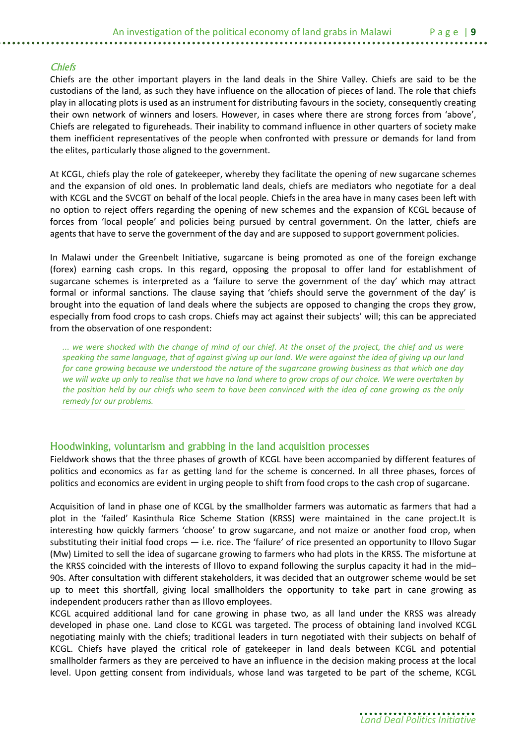### *Chiefs*

Chiefs are the other important players in the land deals in the Shire Valley. Chiefs are said to be the custodians of the land, as such they have influence on the allocation of pieces of land. The role that chiefs play in allocating plots is used as an instrument for distributing favours in the society, consequently creating their own network of winners and losers. However, in cases where there are strong forces from 'above', Chiefs are relegated to figureheads. Their inability to command influence in other quarters of society make them inefficient representatives of the people when confronted with pressure or demands for land from the elites, particularly those aligned to the government.

At KCGL, chiefs play the role of gatekeeper, whereby they facilitate the opening of new sugarcane schemes and the expansion of old ones. In problematic land deals, chiefs are mediators who negotiate for a deal with KCGL and the SVCGT on behalf of the local people. Chiefs in the area have in many cases been left with no option to reject offers regarding the opening of new schemes and the expansion of KCGL because of forces from 'local people' and policies being pursued by central government. On the latter, chiefs are agents that have to serve the government of the day and are supposed to support government policies.

In Malawi under the Greenbelt Initiative, sugarcane is being promoted as one of the foreign exchange (forex) earning cash crops. In this regard, opposing the proposal to offer land for establishment of sugarcane schemes is interpreted as a 'failure to serve the government of the day' which may attract formal or informal sanctions. The clause saying that 'chiefs should serve the government of the day' is brought into the equation of land deals where the subjects are opposed to changing the crops they grow, especially from food crops to cash crops. Chiefs may act against their subjects' will; this can be appreciated from the observation of one respondent:

> *... we were shocked with the change of mind of our chief. At the onset of the project, the chief and us were speaking the same language, that of against giving up our land. We were against the idea of giving up our land for cane growing because we understood the nature of the sugarcane growing business as that which one day we will wake up only to realise that we have no land where to grow crops of our choice. We were overtaken by the position held by our chiefs who seem to have been convinced with the idea of cane growing as the only remedy for our problems.*

## Hoodwinking, voluntarism and grabbing in the land acquisition processes

Fieldwork shows that the three phases of growth of KCGL have been accompanied by different features of politics and economics as far as getting land for the scheme is concerned. In all three phases, forces of politics and economics are evident in urging people to shift from food crops to the cash crop of sugarcane.

Acquisition of land in phase one of KCGL by the smallholder farmers was automatic as farmers that had a plot in the 'failed' Kasinthula Rice Scheme Station (KRSS) were maintained in the cane project.It is interesting how quickly farmers 'choose' to grow sugarcane, and not maize or another food crop, when substituting their initial food crops — i.e. rice. The 'failure' of rice presented an opportunity to Illovo Sugar (Mw) Limited to sell the idea of sugarcane growing to farmers who had plots in the KRSS. The misfortune at the KRSS coincided with the interests of Illovo to expand following the surplus capacity it had in the mid–90s. After consultation with different stakeholders, it was decided that an outgrower scheme would be set up to meet this shortfall, giving local smallholders the opportunity to take part in cane growing as independent producers rather than as Illovo employees.

KCGL acquired additional land for cane growing in phase two, as all land under the KRSS was already developed in phase one. Land close to KCGL was targeted. The process of obtaining land involved KCGL negotiating mainly with the chiefs; traditional leaders in turn negotiated with their subjects on behalf of KCGL. Chiefs have played the critical role of gatekeeper in land deals between KCGL and potential smallholder farmers as they are perceived to have an influence in the decision making process at the local level. Upon getting consent from individuals, whose land was targeted to be part of the scheme, KCGL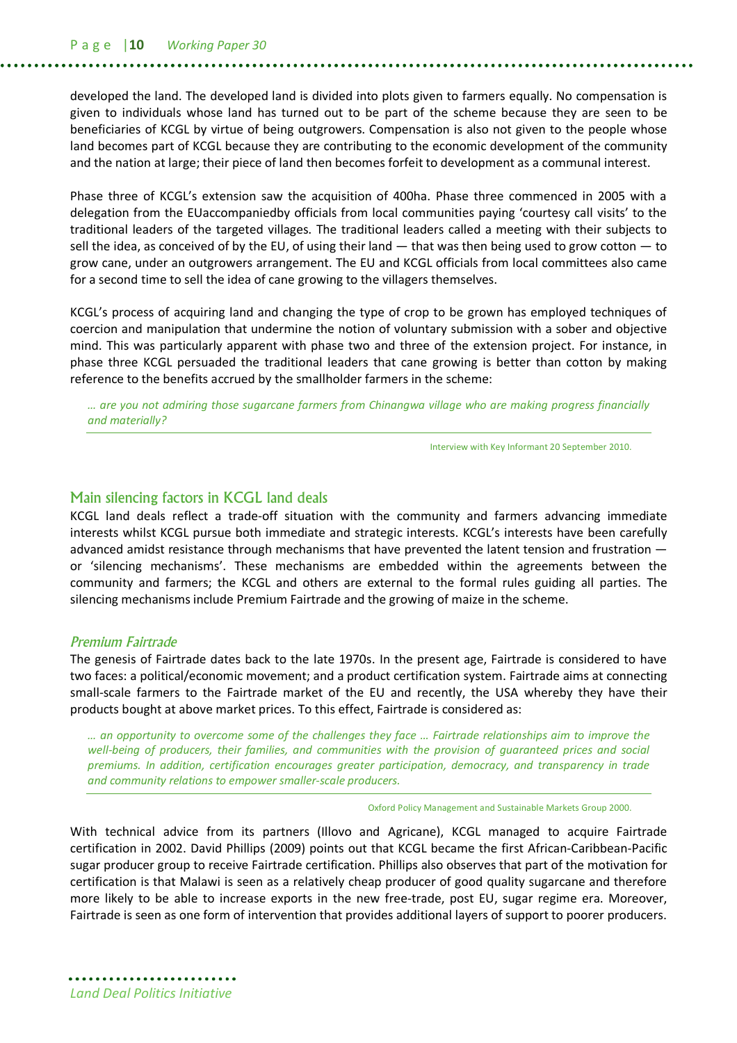developed the land. The developed land is divided into plots given to farmers equally. No compensation is given to individuals whose land has turned out to be part of the scheme because they are seen to be beneficiaries of KCGL by virtue of being outgrowers. Compensation is also not given to the people whose land becomes part of KCGL because they are contributing to the economic development of the community and the nation at large; their piece of land then becomes forfeit to development as a communal interest.

Phase three of KCGL's extension saw the acquisition of 400ha. Phase three commenced in 2005 with a delegation from the EUaccompaniedby officials from local communities paying 'courtesy call visits' to the traditional leaders of the targeted villages. The traditional leaders called a meeting with their subjects to sell the idea, as conceived of by the EU, of using their land — that was then being used to grow cotton — to grow cane, under an outgrowers arrangement. The EU and KCGL officials from local committees also came for a second time to sell the idea of cane growing to the villagers themselves.

KCGL's process of acquiring land and changing the type of crop to be grown has employed techniques of coercion and manipulation that undermine the notion of voluntary submission with a sober and objective mind. This was particularly apparent with phase two and three of the extension project. For instance, in phase three KCGL persuaded the traditional leaders that cane growing is better than cotton by making reference to the benefits accrued by the smallholder farmers in the scheme:

> *… are you not admiring those sugarcane farmers from Chinangwa village who are making progress financially and materially?*
>
> Interview with Key Informant 20 September 2010.

## Main silencing factors in KCGL land deals

KCGL land deals reflect a trade-off situation with the community and farmers advancing immediate interests whilst KCGL pursue both immediate and strategic interests. KCGL's interests have been carefully advanced amidst resistance through mechanisms that have prevented the latent tension and frustration — or 'silencing mechanisms'. These mechanisms are embedded within the agreements between the community and farmers; the KCGL and others are external to the formal rules guiding all parties. The silencing mechanisms include Premium Fairtrade and the growing of maize in the scheme.

### *Premium Fairtrade*

The genesis of Fairtrade dates back to the late 1970s. In the present age, Fairtrade is considered to have two faces: a political/economic movement; and a product certification system. Fairtrade aims at connecting small-scale farmers to the Fairtrade market of the EU and recently, the USA whereby they have their products bought at above market prices. To this effect, Fairtrade is considered as:

> *… an opportunity to overcome some of the challenges they face … Fairtrade relationships aim to improve the well-being of producers, their families, and communities with the provision of guaranteed prices and social premiums. In addition, certification encourages greater participation, democracy, and transparency in trade and community relations to empower smaller-scale producers.*
>
> Oxford Policy Management and Sustainable Markets Group 2000.

With technical advice from its partners (Illovo and Agricane), KCGL managed to acquire Fairtrade certification in 2002. David Phillips (2009) points out that KCGL became the first African-Caribbean-Pacific sugar producer group to receive Fairtrade certification. Phillips also observes that part of the motivation for certification is that Malawi is seen as a relatively cheap producer of good quality sugarcane and therefore more likely to be able to increase exports in the new free-trade, post EU, sugar regime era. Moreover, Fairtrade is seen as one form of intervention that provides additional layers of support to poorer producers.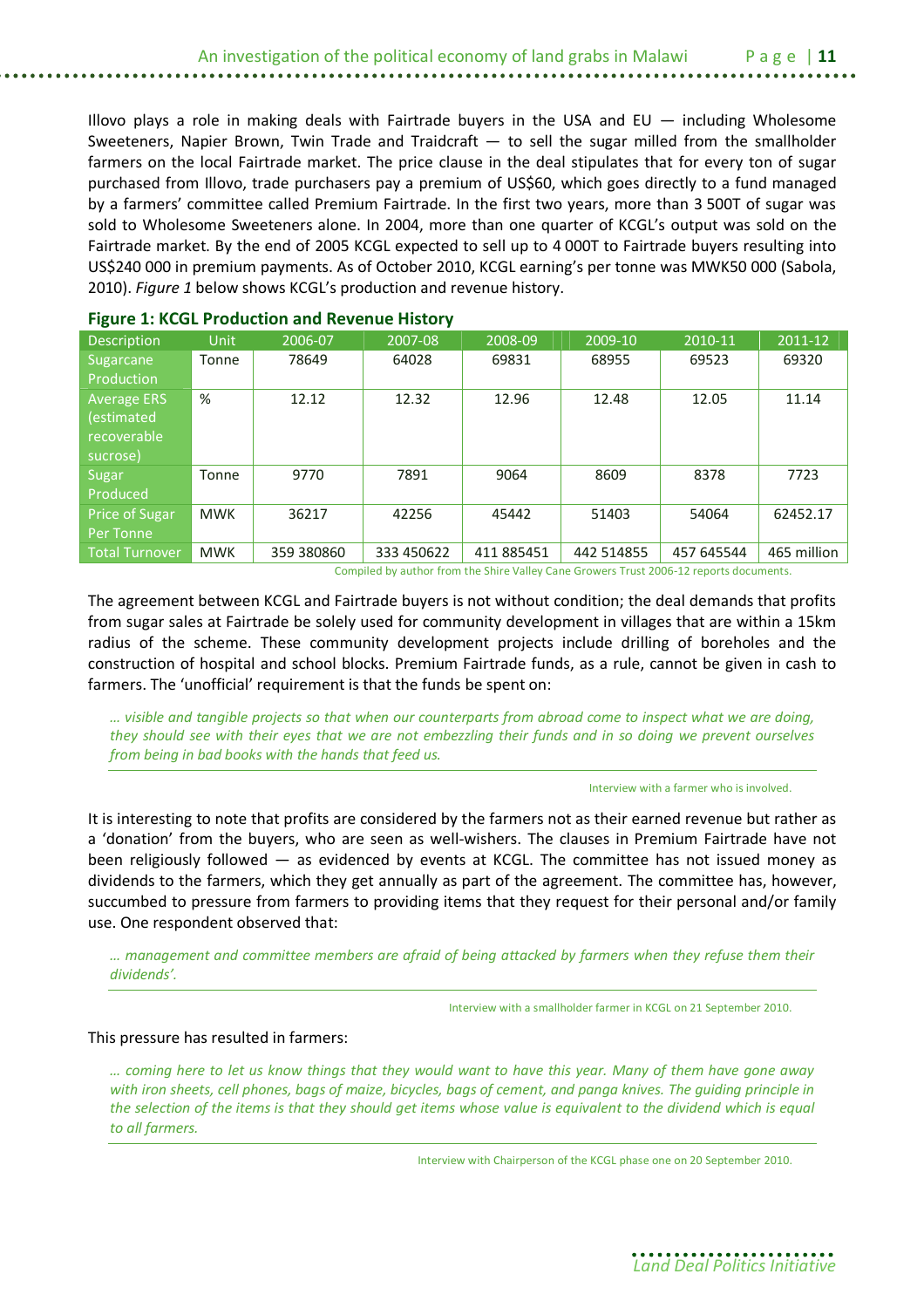Illovo plays a role in making deals with Fairtrade buyers in the USA and EU — including Wholesome Sweeteners, Napier Brown, Twin Trade and Traidcraft — to sell the sugar milled from the smallholder farmers on the local Fairtrade market. The price clause in the deal stipulates that for every ton of sugar purchased from Illovo, trade purchasers pay a premium of US$60, which goes directly to a fund managed by a farmers' committee called Premium Fairtrade. In the first two years, more than 3 500T of sugar was sold to Wholesome Sweeteners alone. In 2004, more than one quarter of KCGL's output was sold on the Fairtrade market. By the end of 2005 KCGL expected to sell up to 4 000T to Fairtrade buyers resulting into US$240 000 in premium payments. As of October 2010, KCGL earning's per tonne was MWK50 000 (Sabola, 2010). *Figure 1* below shows KCGL's production and revenue history.

**Figure 1: KCGL Production and Revenue History**

| Description | Unit | 2006-07 | 2007-08 | 2008-09 | 2009-10 | 2010-11 | 2011-12 |
|---|---|---|---|---|---|---|---|
| Sugarcane Production | Tonne | 78649 | 64028 | 69831 | 68955 | 69523 | 69320 |
| Average ERS (estimated recoverable sucrose) | % | 12.12 | 12.32 | 12.96 | 12.48 | 12.05 | 11.14 |
| Sugar Produced | Tonne | 9770 | 7891 | 9064 | 8609 | 8378 | 7723 |
| Price of Sugar Per Tonne | MWK | 36217 | 42256 | 45442 | 51403 | 54064 | 62452.17 |
| Total Turnover | MWK | 359 380860 | 333 450622 | 411 885451 | 442 514855 | 457 645544 | 465 million |

Compiled by author from the Shire Valley Cane Growers Trust 2006-12 reports documents.

The agreement between KCGL and Fairtrade buyers is not without condition; the deal demands that profits from sugar sales at Fairtrade be solely used for community development in villages that are within a 15km radius of the scheme. These community development projects include drilling of boreholes and the construction of hospital and school blocks. Premium Fairtrade funds, as a rule, cannot be given in cash to farmers. The 'unofficial' requirement is that the funds be spent on:

> *… visible and tangible projects so that when our counterparts from abroad come to inspect what we are doing, they should see with their eyes that we are not embezzling their funds and in so doing we prevent ourselves from being in bad books with the hands that feed us.*
>
> Interview with a farmer who is involved.

It is interesting to note that profits are considered by the farmers not as their earned revenue but rather as a 'donation' from the buyers, who are seen as well-wishers. The clauses in Premium Fairtrade have not been religiously followed — as evidenced by events at KCGL. The committee has not issued money as dividends to the farmers, which they get annually as part of the agreement. The committee has, however, succumbed to pressure from farmers to providing items that they request for their personal and/or family use. One respondent observed that:

> *… management and committee members are afraid of being attacked by farmers when they refuse them their dividends'.*
>
> Interview with a smallholder farmer in KCGL on 21 September 2010.

This pressure has resulted in farmers:

> *… coming here to let us know things that they would want to have this year. Many of them have gone away with iron sheets, cell phones, bags of maize, bicycles, bags of cement, and panga knives. The guiding principle in the selection of the items is that they should get items whose value is equivalent to the dividend which is equal to all farmers.*
>
> Interview with Chairperson of the KCGL phase one on 20 September 2010.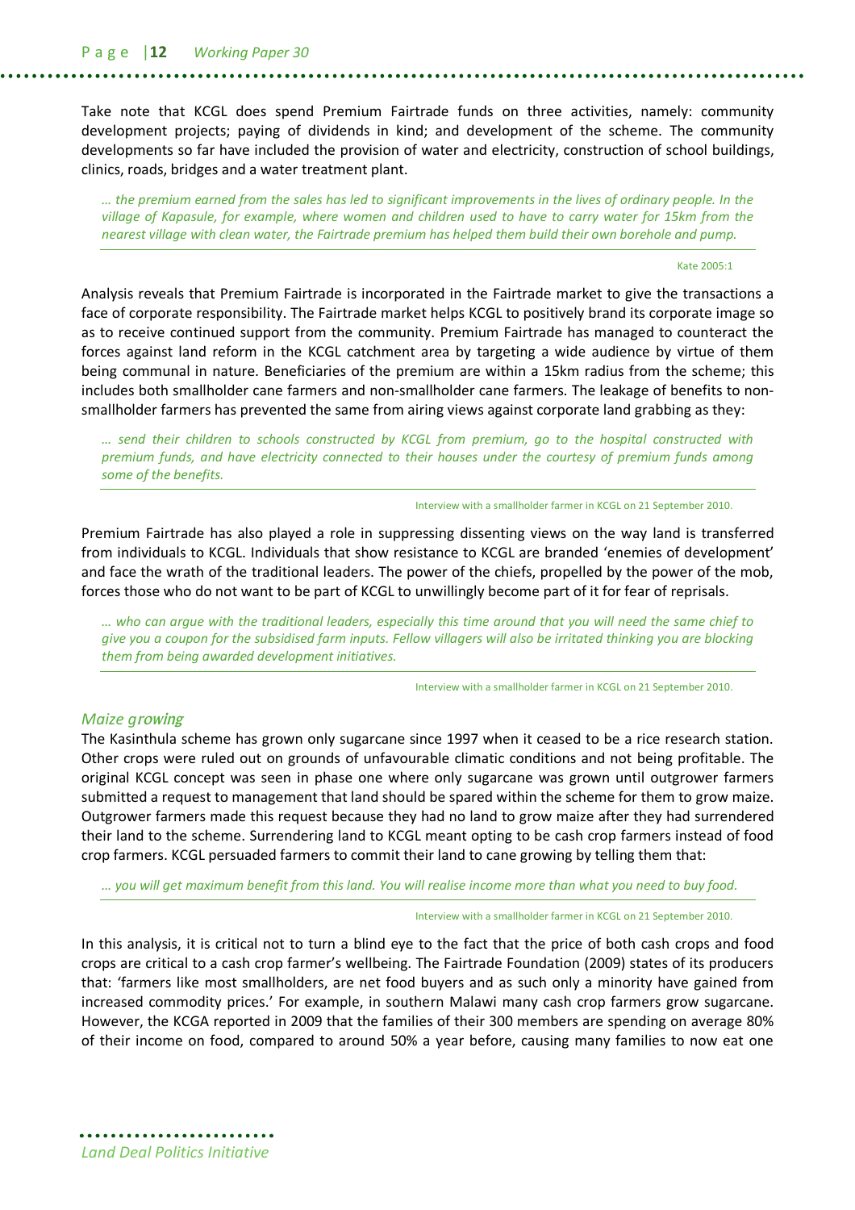Take note that KCGL does spend Premium Fairtrade funds on three activities, namely: community development projects; paying of dividends in kind; and development of the scheme. The community developments so far have included the provision of water and electricity, construction of school buildings, clinics, roads, bridges and a water treatment plant.

> *… the premium earned from the sales has led to significant improvements in the lives of ordinary people. In the village of Kapasule, for example, where women and children used to have to carry water for 15km from the nearest village with clean water, the Fairtrade premium has helped them build their own borehole and pump.*
>
> Kate 2005:1

Analysis reveals that Premium Fairtrade is incorporated in the Fairtrade market to give the transactions a face of corporate responsibility. The Fairtrade market helps KCGL to positively brand its corporate image so as to receive continued support from the community. Premium Fairtrade has managed to counteract the forces against land reform in the KCGL catchment area by targeting a wide audience by virtue of them being communal in nature. Beneficiaries of the premium are within a 15km radius from the scheme; this includes both smallholder cane farmers and non-smallholder cane farmers. The leakage of benefits to non-smallholder farmers has prevented the same from airing views against corporate land grabbing as they:

> *… send their children to schools constructed by KCGL from premium, go to the hospital constructed with premium funds, and have electricity connected to their houses under the courtesy of premium funds among some of the benefits.*
>
> Interview with a smallholder farmer in KCGL on 21 September 2010.

Premium Fairtrade has also played a role in suppressing dissenting views on the way land is transferred from individuals to KCGL. Individuals that show resistance to KCGL are branded 'enemies of development' and face the wrath of the traditional leaders. The power of the chiefs, propelled by the power of the mob, forces those who do not want to be part of KCGL to unwillingly become part of it for fear of reprisals.

> *… who can argue with the traditional leaders, especially this time around that you will need the same chief to give you a coupon for the subsidised farm inputs. Fellow villagers will also be irritated thinking you are blocking them from being awarded development initiatives.*
>
> Interview with a smallholder farmer in KCGL on 21 September 2010.

### *Maize growing*

The Kasinthula scheme has grown only sugarcane since 1997 when it ceased to be a rice research station. Other crops were ruled out on grounds of unfavourable climatic conditions and not being profitable. The original KCGL concept was seen in phase one where only sugarcane was grown until outgrower farmers submitted a request to management that land should be spared within the scheme for them to grow maize. Outgrower farmers made this request because they had no land to grow maize after they had surrendered their land to the scheme. Surrendering land to KCGL meant opting to be cash crop farmers instead of food crop farmers. KCGL persuaded farmers to commit their land to cane growing by telling them that:

> *… you will get maximum benefit from this land. You will realise income more than what you need to buy food.*
>
> Interview with a smallholder farmer in KCGL on 21 September 2010.

In this analysis, it is critical not to turn a blind eye to the fact that the price of both cash crops and food crops are critical to a cash crop farmer's wellbeing. The Fairtrade Foundation (2009) states of its producers that: 'farmers like most smallholders, are net food buyers and as such only a minority have gained from increased commodity prices.' For example, in southern Malawi many cash crop farmers grow sugarcane. However, the KCGA reported in 2009 that the families of their 300 members are spending on average 80% of their income on food, compared to around 50% a year before, causing many families to now eat one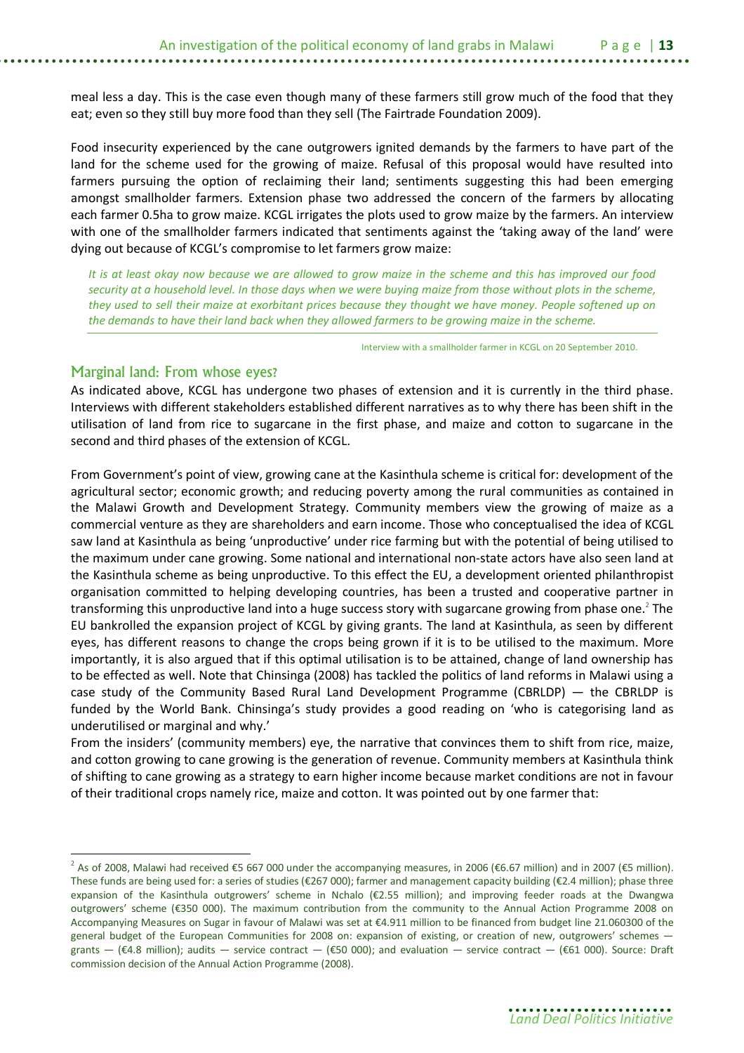meal less a day. This is the case even though many of these farmers still grow much of the food that they eat; even so they still buy more food than they sell (The Fairtrade Foundation 2009).

Food insecurity experienced by the cane outgrowers ignited demands by the farmers to have part of the land for the scheme used for the growing of maize. Refusal of this proposal would have resulted into farmers pursuing the option of reclaiming their land; sentiments suggesting this had been emerging amongst smallholder farmers. Extension phase two addressed the concern of the farmers by allocating each farmer 0.5ha to grow maize. KCGL irrigates the plots used to grow maize by the farmers. An interview with one of the smallholder farmers indicated that sentiments against the 'taking away of the land' were dying out because of KCGL's compromise to let farmers grow maize:

> *It is at least okay now because we are allowed to grow maize in the scheme and this has improved our food security at a household level. In those days when we were buying maize from those without plots in the scheme, they used to sell their maize at exorbitant prices because they thought we have money. People softened up on the demands to have their land back when they allowed farmers to be growing maize in the scheme.*
>
> Interview with a smallholder farmer in KCGL on 20 September 2010.

## Marginal land: From whose eyes?

As indicated above, KCGL has undergone two phases of extension and it is currently in the third phase. Interviews with different stakeholders established different narratives as to why there has been shift in the utilisation of land from rice to sugarcane in the first phase, and maize and cotton to sugarcane in the second and third phases of the extension of KCGL.

From Government's point of view, growing cane at the Kasinthula scheme is critical for: development of the agricultural sector; economic growth; and reducing poverty among the rural communities as contained in the Malawi Growth and Development Strategy. Community members view the growing of maize as a commercial venture as they are shareholders and earn income. Those who conceptualised the idea of KCGL saw land at Kasinthula as being 'unproductive' under rice farming but with the potential of being utilised to the maximum under cane growing. Some national and international non-state actors have also seen land at the Kasinthula scheme as being unproductive. To this effect the EU, a development oriented philanthropist organisation committed to helping developing countries, has been a trusted and cooperative partner in transforming this unproductive land into a huge success story with sugarcane growing from phase one.[2] The EU bankrolled the expansion project of KCGL by giving grants. The land at Kasinthula, as seen by different eyes, has different reasons to change the crops being grown if it is to be utilised to the maximum. More importantly, it is also argued that if this optimal utilisation is to be attained, change of land ownership has to be effected as well. Note that Chinsinga (2008) has tackled the politics of land reforms in Malawi using a case study of the Community Based Rural Land Development Programme (CBRLDP) — the CBRLDP is funded by the World Bank. Chinsinga's study provides a good reading on 'who is categorising land as underutilised or marginal and why.'

From the insiders' (community members) eye, the narrative that convinces them to shift from rice, maize, and cotton growing to cane growing is the generation of revenue. Community members at Kasinthula think of shifting to cane growing as a strategy to earn higher income because market conditions are not in favour of their traditional crops namely rice, maize and cotton. It was pointed out by one farmer that:

---

[2] As of 2008, Malawi had received €5 667 000 under the accompanying measures, in 2006 (€6.67 million) and in 2007 (€5 million). These funds are being used for: a series of studies (€267 000); farmer and management capacity building (€2.4 million); phase three expansion of the Kasinthula outgrowers' scheme in Nchalo (€2.55 million); and improving feeder roads at the Dwangwa outgrowers' scheme (€350 000). The maximum contribution from the community to the Annual Action Programme 2008 on Accompanying Measures on Sugar in favour of Malawi was set at €4.911 million to be financed from budget line 21.060300 of the general budget of the European Communities for 2008 on: expansion of existing, or creation of new, outgrowers' schemes — grants — (€4.8 million); audits — service contract — (€50 000); and evaluation — service contract — (€61 000). Source: Draft commission decision of the Annual Action Programme (2008).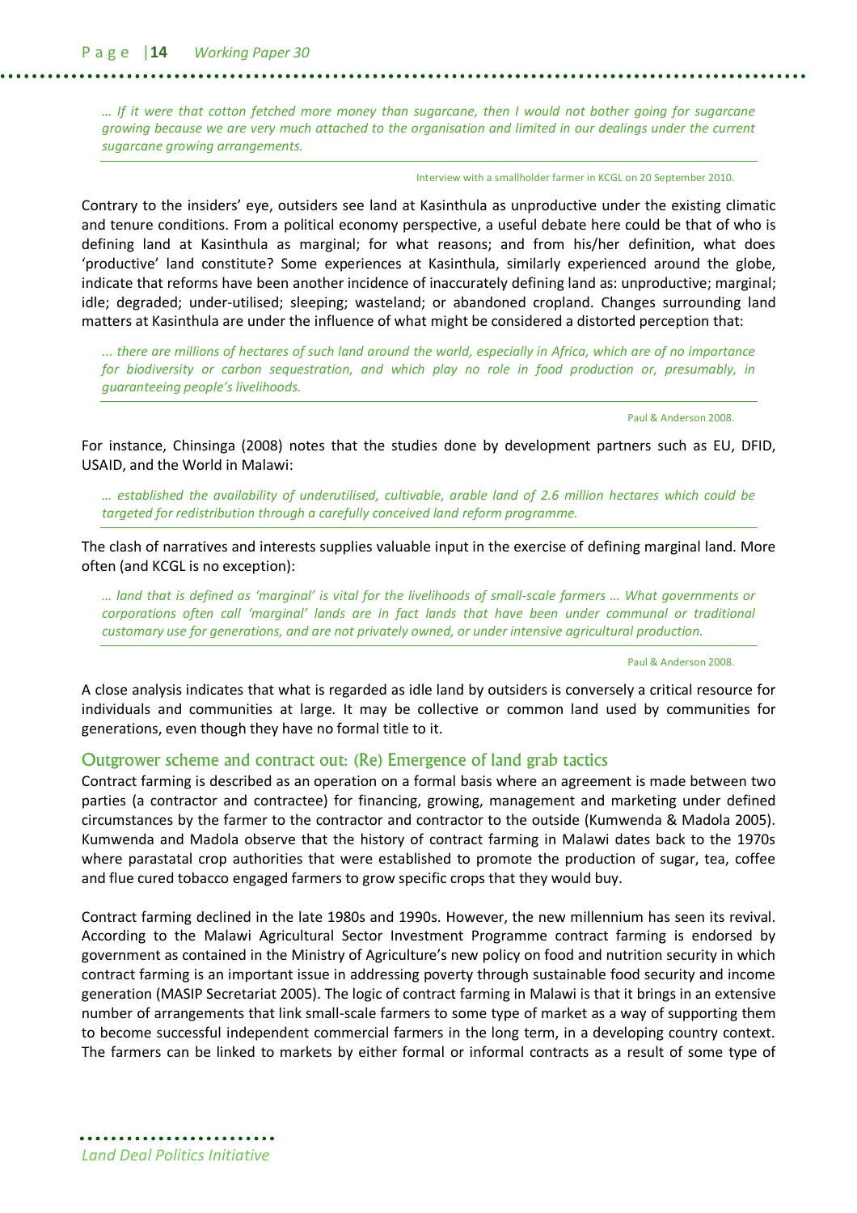*… If it were that cotton fetched more money than sugarcane, then I would not bother going for sugarcane growing because we are very much attached to the organisation and limited in our dealings under the current sugarcane growing arrangements.*

Interview with a smallholder farmer in KCGL on 20 September 2010.

Contrary to the insiders' eye, outsiders see land at Kasinthula as unproductive under the existing climatic and tenure conditions. From a political economy perspective, a useful debate here could be that of who is defining land at Kasinthula as marginal; for what reasons; and from his/her definition, what does 'productive' land constitute? Some experiences at Kasinthula, similarly experienced around the globe, indicate that reforms have been another incidence of inaccurately defining land as: unproductive; marginal; idle; degraded; under-utilised; sleeping; wasteland; or abandoned cropland. Changes surrounding land matters at Kasinthula are under the influence of what might be considered a distorted perception that:

*... there are millions of hectares of such land around the world, especially in Africa, which are of no importance for biodiversity or carbon sequestration, and which play no role in food production or, presumably, in guaranteeing people's livelihoods.*

Paul & Anderson 2008.

For instance, Chinsinga (2008) notes that the studies done by development partners such as EU, DFID, USAID, and the World in Malawi:

*… established the availability of underutilised, cultivable, arable land of 2.6 million hectares which could be targeted for redistribution through a carefully conceived land reform programme.*

The clash of narratives and interests supplies valuable input in the exercise of defining marginal land. More often (and KCGL is no exception):

*… land that is defined as 'marginal' is vital for the livelihoods of small-scale farmers … What governments or corporations often call 'marginal' lands are in fact lands that have been under communal or traditional customary use for generations, and are not privately owned, or under intensive agricultural production.*

Paul & Anderson 2008.

A close analysis indicates that what is regarded as idle land by outsiders is conversely a critical resource for individuals and communities at large. It may be collective or common land used by communities for generations, even though they have no formal title to it.

## Outgrower scheme and contract out: (Re) Emergence of land grab tactics

Contract farming is described as an operation on a formal basis where an agreement is made between two parties (a contractor and contractee) for financing, growing, management and marketing under defined circumstances by the farmer to the contractor and contractor to the outside (Kumwenda & Madola 2005). Kumwenda and Madola observe that the history of contract farming in Malawi dates back to the 1970s where parastatal crop authorities that were established to promote the production of sugar, tea, coffee and flue cured tobacco engaged farmers to grow specific crops that they would buy.

Contract farming declined in the late 1980s and 1990s. However, the new millennium has seen its revival. According to the Malawi Agricultural Sector Investment Programme contract farming is endorsed by government as contained in the Ministry of Agriculture's new policy on food and nutrition security in which contract farming is an important issue in addressing poverty through sustainable food security and income generation (MASIP Secretariat 2005). The logic of contract farming in Malawi is that it brings in an extensive number of arrangements that link small-scale farmers to some type of market as a way of supporting them to become successful independent commercial farmers in the long term, in a developing country context. The farmers can be linked to markets by either formal or informal contracts as a result of some type of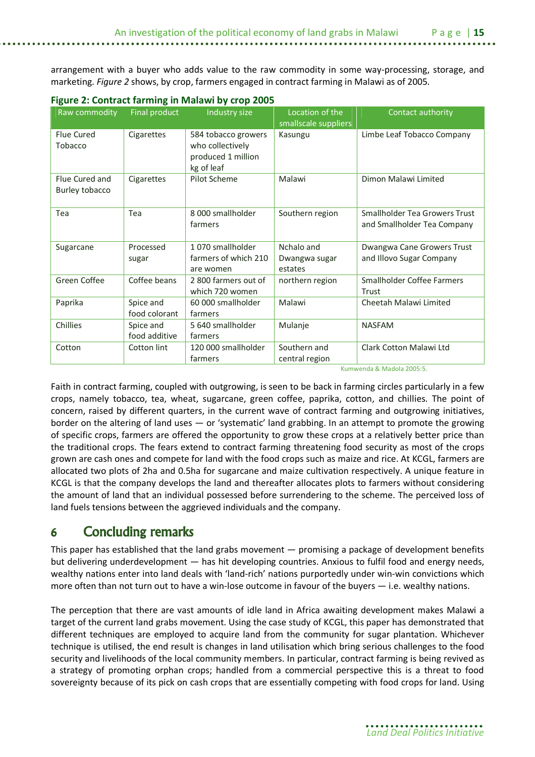arrangement with a buyer who adds value to the raw commodity in some way-processing, storage, and marketing. *Figure 2* shows, by crop, farmers engaged in contract farming in Malawi as of 2005.

**Figure 2: Contract farming in Malawi by crop 2005**

| Raw commodity | Final product | Industry size | Location of the smallscale suppliers | Contact authority |
|---|---|---|---|---|
| Flue Cured Tobacco | Cigarettes | 584 tobacco growers who collectively produced 1 million kg of leaf | Kasungu | Limbe Leaf Tobacco Company |
| Flue Cured and Burley tobacco | Cigarettes | Pilot Scheme | Malawi | Dimon Malawi Limited |
| Tea | Tea | 8 000 smallholder farmers | Southern region | Smallholder Tea Growers Trust and Smallholder Tea Company |
| Sugarcane | Processed sugar | 1 070 smallholder farmers of which 210 are women | Nchalo and Dwangwa sugar estates | Dwangwa Cane Growers Trust and Illovo Sugar Company |
| Green Coffee | Coffee beans | 2 800 farmers out of which 720 women | northern region | Smallholder Coffee Farmers Trust |
| Paprika | Spice and food colorant | 60 000 smallholder farmers | Malawi | Cheetah Malawi Limited |
| Chillies | Spice and food additive | 5 640 smallholder farmers | Mulanje | NASFAM |
| Cotton | Cotton lint | 120 000 smallholder farmers | Southern and central region | Clark Cotton Malawi Ltd |

Kumwenda & Madola 2005:5.

Faith in contract farming, coupled with outgrowing, is seen to be back in farming circles particularly in a few crops, namely tobacco, tea, wheat, sugarcane, green coffee, paprika, cotton, and chillies. The point of concern, raised by different quarters, in the current wave of contract farming and outgrowing initiatives, border on the altering of land uses — or 'systematic' land grabbing. In an attempt to promote the growing of specific crops, farmers are offered the opportunity to grow these crops at a relatively better price than the traditional crops. The fears extend to contract farming threatening food security as most of the crops grown are cash ones and compete for land with the food crops such as maize and rice. At KCGL, farmers are allocated two plots of 2ha and 0.5ha for sugarcane and maize cultivation respectively. A unique feature in KCGL is that the company develops the land and thereafter allocates plots to farmers without considering the amount of land that an individual possessed before surrendering to the scheme. The perceived loss of land fuels tensions between the aggrieved individuals and the company.

# 6 Concluding remarks

This paper has established that the land grabs movement — promising a package of development benefits but delivering underdevelopment — has hit developing countries. Anxious to fulfil food and energy needs, wealthy nations enter into land deals with 'land-rich' nations purportedly under win-win convictions which more often than not turn out to have a win-lose outcome in favour of the buyers — i.e. wealthy nations.

The perception that there are vast amounts of idle land in Africa awaiting development makes Malawi a target of the current land grabs movement. Using the case study of KCGL, this paper has demonstrated that different techniques are employed to acquire land from the community for sugar plantation. Whichever technique is utilised, the end result is changes in land utilisation which bring serious challenges to the food security and livelihoods of the local community members. In particular, contract farming is being revived as a strategy of promoting orphan crops; handled from a commercial perspective this is a threat to food sovereignty because of its pick on cash crops that are essentially competing with food crops for land. Using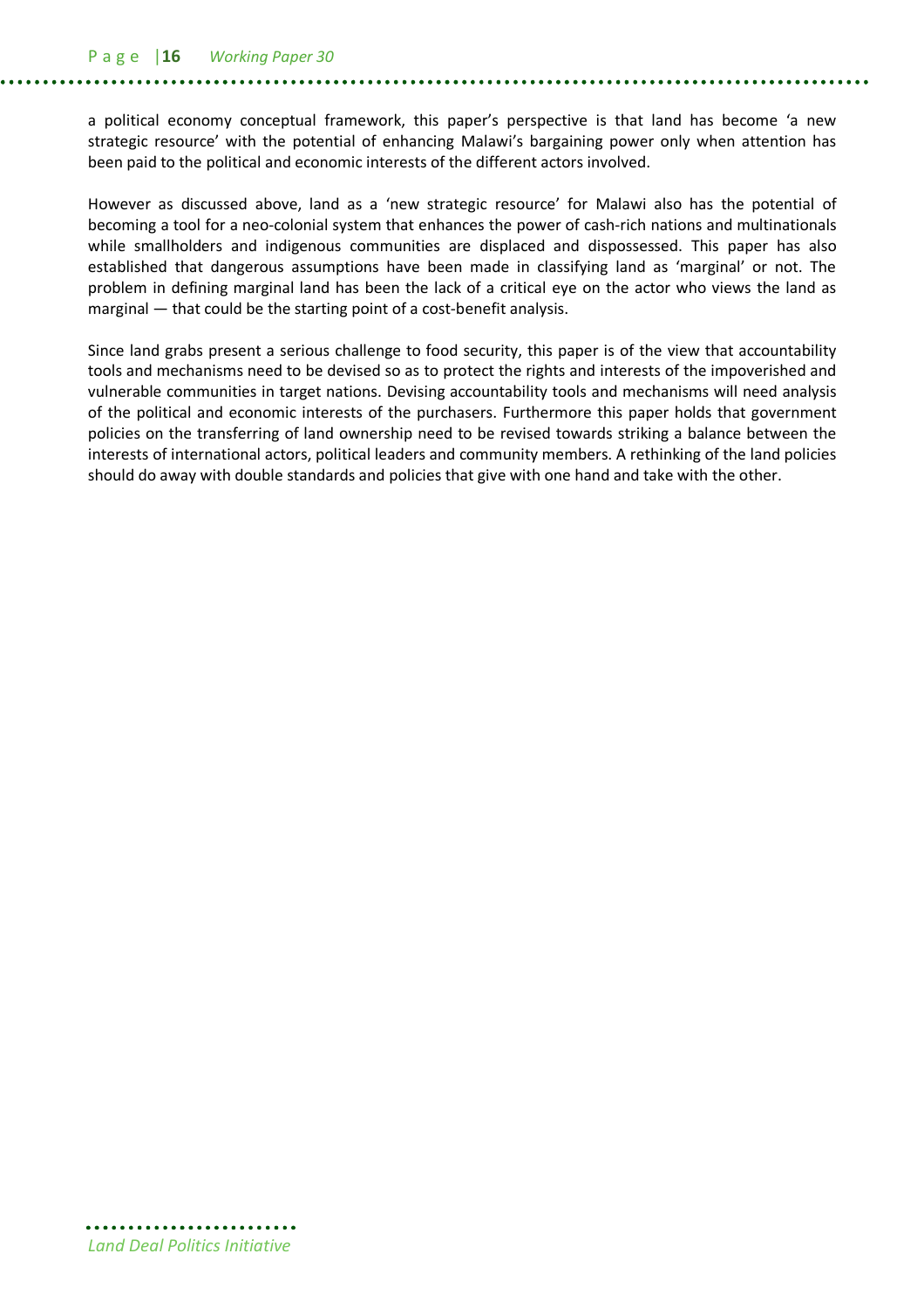a political economy conceptual framework, this paper's perspective is that land has become 'a new strategic resource' with the potential of enhancing Malawi's bargaining power only when attention has been paid to the political and economic interests of the different actors involved.

However as discussed above, land as a 'new strategic resource' for Malawi also has the potential of becoming a tool for a neo-colonial system that enhances the power of cash-rich nations and multinationals while smallholders and indigenous communities are displaced and dispossessed. This paper has also established that dangerous assumptions have been made in classifying land as 'marginal' or not. The problem in defining marginal land has been the lack of a critical eye on the actor who views the land as marginal — that could be the starting point of a cost-benefit analysis.

Since land grabs present a serious challenge to food security, this paper is of the view that accountability tools and mechanisms need to be devised so as to protect the rights and interests of the impoverished and vulnerable communities in target nations. Devising accountability tools and mechanisms will need analysis of the political and economic interests of the purchasers. Furthermore this paper holds that government policies on the transferring of land ownership need to be revised towards striking a balance between the interests of international actors, political leaders and community members. A rethinking of the land policies should do away with double standards and policies that give with one hand and take with the other.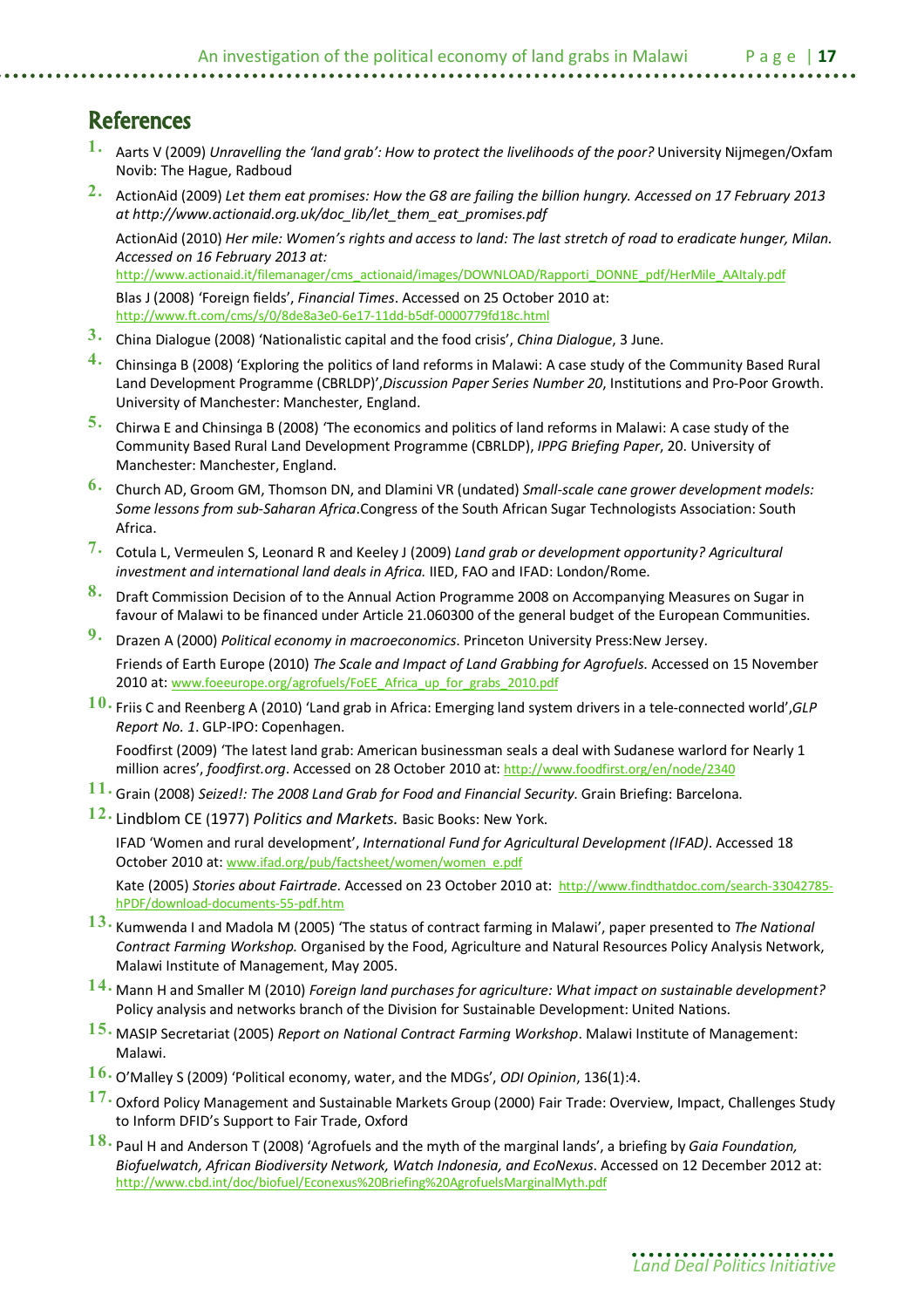## References

1. Aarts V (2009) *Unravelling the 'land grab': How to protect the livelihoods of the poor?* University Nijmegen/Oxfam Novib: The Hague, Radboud

2. ActionAid (2009) *Let them eat promises: How the G8 are failing the billion hungry. Accessed on 17 February 2013 at http://www.actionaid.org.uk/doc_lib/let_them_eat_promises.pdf*

   ActionAid (2010) *Her mile: Women's rights and access to land: The last stretch of road to eradicate hunger, Milan. Accessed on 16 February 2013 at:* http://www.actionaid.it/filemanager/cms_actionaid/images/DOWNLOAD/Rapporti_DONNE_pdf/HerMile_AAItaly.pdf

   Blas J (2008) 'Foreign fields', *Financial Times*. Accessed on 25 October 2010 at: http://www.ft.com/cms/s/0/8de8a3e0-6e17-11dd-b5df-0000779fd18c.html

3. China Dialogue (2008) 'Nationalistic capital and the food crisis', *China Dialogue*, 3 June.

4. Chinsinga B (2008) 'Exploring the politics of land reforms in Malawi: A case study of the Community Based Rural Land Development Programme (CBRLDP)',*Discussion Paper Series Number 20*, Institutions and Pro-Poor Growth. University of Manchester: Manchester, England.

5. Chirwa E and Chinsinga B (2008) 'The economics and politics of land reforms in Malawi: A case study of the Community Based Rural Land Development Programme (CBRLDP), *IPPG Briefing Paper*, 20. University of Manchester: Manchester, England.

6. Church AD, Groom GM, Thomson DN, and Dlamini VR (undated) *Small-scale cane grower development models: Some lessons from sub-Saharan Africa*.Congress of the South African Sugar Technologists Association: South Africa.

7. Cotula L, Vermeulen S, Leonard R and Keeley J (2009) *Land grab or development opportunity? Agricultural investment and international land deals in Africa.* IIED, FAO and IFAD: London/Rome.

8. Draft Commission Decision of to the Annual Action Programme 2008 on Accompanying Measures on Sugar in favour of Malawi to be financed under Article 21.060300 of the general budget of the European Communities.

9. Drazen A (2000) *Political economy in macroeconomics*. Princeton University Press:New Jersey.

   Friends of Earth Europe (2010) *The Scale and Impact of Land Grabbing for Agrofuels.* Accessed on 15 November 2010 at: www.foeeurope.org/agrofuels/FoEE_Africa_up_for_grabs_2010.pdf

10. Friis C and Reenberg A (2010) 'Land grab in Africa: Emerging land system drivers in a tele-connected world',*GLP Report No. 1*. GLP-IPO: Copenhagen.

    Foodfirst (2009) 'The latest land grab: American businessman seals a deal with Sudanese warlord for Nearly 1 million acres', *foodfirst.org*. Accessed on 28 October 2010 at: http://www.foodfirst.org/en/node/2340

11. Grain (2008) *Seized!: The 2008 Land Grab for Food and Financial Security*. Grain Briefing: Barcelona.

12. Lindblom CE (1977) *Politics and Markets.* Basic Books: New York.

    IFAD 'Women and rural development', *International Fund for Agricultural Development (IFAD)*. Accessed 18 October 2010 at: www.ifad.org/pub/factsheet/women/women_e.pdf

    Kate (2005) *Stories about Fairtrade*. Accessed on 23 October 2010 at: http://www.findthatdoc.com/search-33042785-hPDF/download-documents-55-pdf.htm

13. Kumwenda I and Madola M (2005) 'The status of contract farming in Malawi', paper presented to *The National Contract Farming Workshop.* Organised by the Food, Agriculture and Natural Resources Policy Analysis Network, Malawi Institute of Management, May 2005.

14. Mann H and Smaller M (2010) *Foreign land purchases for agriculture: What impact on sustainable development?* Policy analysis and networks branch of the Division for Sustainable Development: United Nations.

15. MASIP Secretariat (2005) *Report on National Contract Farming Workshop*. Malawi Institute of Management: Malawi.

16. O'Malley S (2009) 'Political economy, water, and the MDGs', *ODI Opinion*, 136(1):4.

17. Oxford Policy Management and Sustainable Markets Group (2000) Fair Trade: Overview, Impact, Challenges Study to Inform DFID's Support to Fair Trade, Oxford

18. Paul H and Anderson T (2008) 'Agrofuels and the myth of the marginal lands', a briefing by *Gaia Foundation, Biofuelwatch, African Biodiversity Network, Watch Indonesia, and EcoNexus*. Accessed on 12 December 2012 at: http://www.cbd.int/doc/biofuel/Econexus%20Briefing%20AgrofuelsMarginalMyth.pdf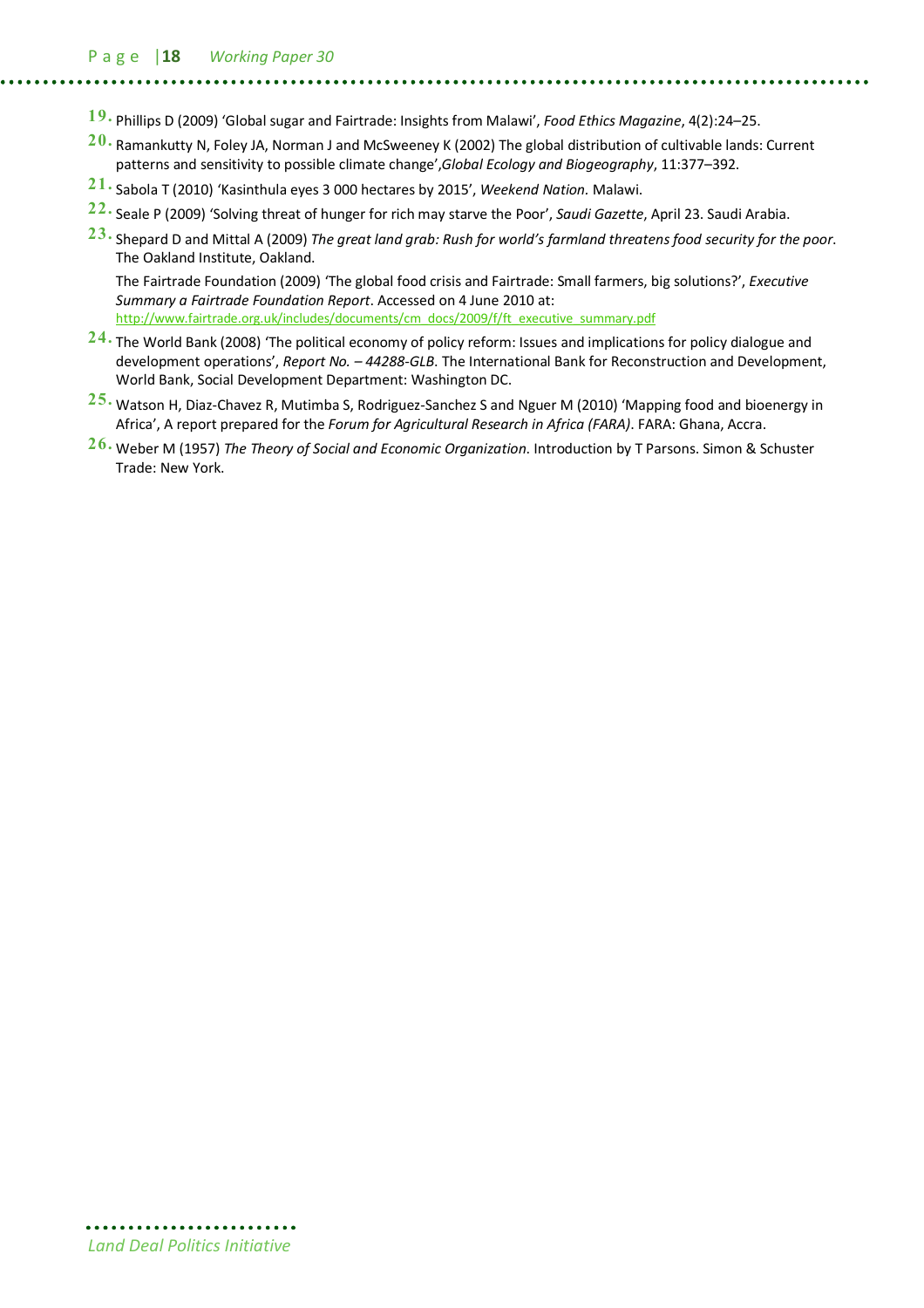19. Phillips D (2009) 'Global sugar and Fairtrade: Insights from Malawi', *Food Ethics Magazine*, 4(2):24–25.

20. Ramankutty N, Foley JA, Norman J and McSweeney K (2002) The global distribution of cultivable lands: Current patterns and sensitivity to possible climate change',*Global Ecology and Biogeography*, 11:377–392.

21. Sabola T (2010) 'Kasinthula eyes 3 000 hectares by 2015', *Weekend Nation*. Malawi.

22. Seale P (2009) 'Solving threat of hunger for rich may starve the Poor', *Saudi Gazette*, April 23. Saudi Arabia.

23. Shepard D and Mittal A (2009) *The great land grab: Rush for world's farmland threatens food security for the poor*. The Oakland Institute, Oakland.

    The Fairtrade Foundation (2009) 'The global food crisis and Fairtrade: Small farmers, big solutions?', *Executive Summary a Fairtrade Foundation Report*. Accessed on 4 June 2010 at: http://www.fairtrade.org.uk/includes/documents/cm_docs/2009/f/ft_executive_summary.pdf

24. The World Bank (2008) 'The political economy of policy reform: Issues and implications for policy dialogue and development operations', *Report No. – 44288-GLB*. The International Bank for Reconstruction and Development, World Bank, Social Development Department: Washington DC.

25. Watson H, Diaz-Chavez R, Mutimba S, Rodriguez-Sanchez S and Nguer M (2010) 'Mapping food and bioenergy in Africa', A report prepared for the *Forum for Agricultural Research in Africa (FARA)*. FARA: Ghana, Accra.

26. Weber M (1957) *The Theory of Social and Economic Organization*. Introduction by T Parsons. Simon & Schuster Trade: New York.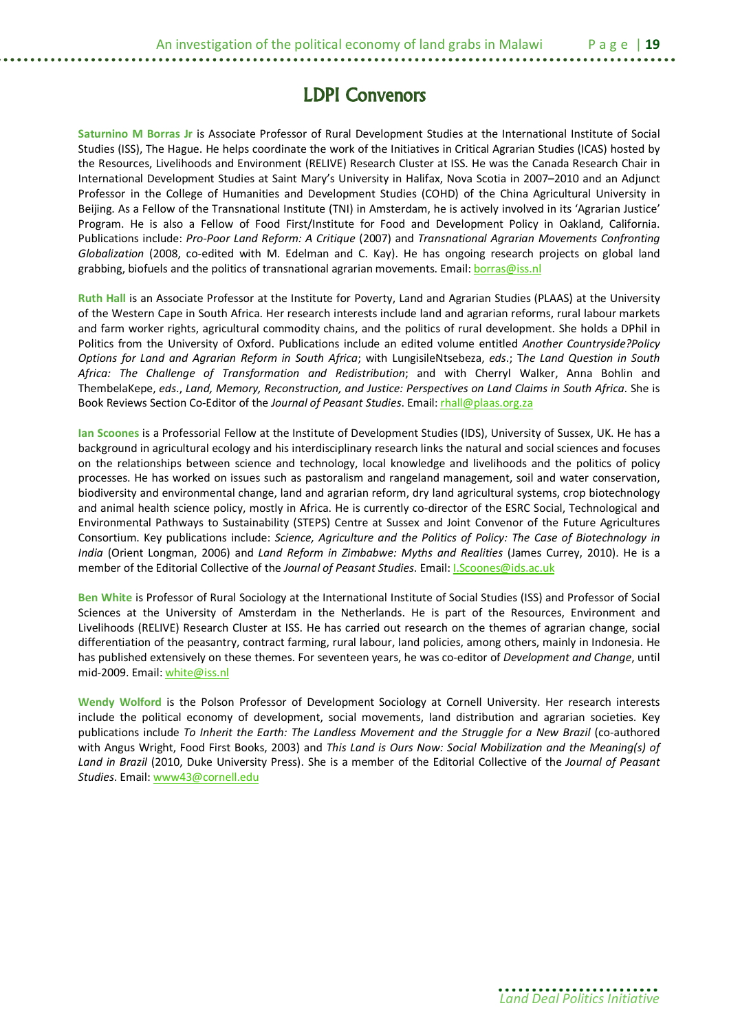# LDPI Convenors

**Saturnino M Borras Jr** is Associate Professor of Rural Development Studies at the International Institute of Social Studies (ISS), The Hague. He helps coordinate the work of the Initiatives in Critical Agrarian Studies (ICAS) hosted by the Resources, Livelihoods and Environment (RELIVE) Research Cluster at ISS. He was the Canada Research Chair in International Development Studies at Saint Mary's University in Halifax, Nova Scotia in 2007–2010 and an Adjunct Professor in the College of Humanities and Development Studies (COHD) of the China Agricultural University in Beijing. As a Fellow of the Transnational Institute (TNI) in Amsterdam, he is actively involved in its 'Agrarian Justice' Program. He is also a Fellow of Food First/Institute for Food and Development Policy in Oakland, California. Publications include: *Pro-Poor Land Reform: A Critique* (2007) and *Transnational Agrarian Movements Confronting Globalization* (2008, co-edited with M. Edelman and C. Kay). He has ongoing research projects on global land grabbing, biofuels and the politics of transnational agrarian movements. Email: borras@iss.nl

**Ruth Hall** is an Associate Professor at the Institute for Poverty, Land and Agrarian Studies (PLAAS) at the University of the Western Cape in South Africa. Her research interests include land and agrarian reforms, rural labour markets and farm worker rights, agricultural commodity chains, and the politics of rural development. She holds a DPhil in Politics from the University of Oxford. Publications include an edited volume entitled *Another Countryside?Policy Options for Land and Agrarian Reform in South Africa*; with LungisileNtsebeza, *eds*.; T*he Land Question in South Africa: The Challenge of Transformation and Redistribution*; and with Cherryl Walker, Anna Bohlin and ThembelaKepe, *eds*., *Land, Memory, Reconstruction, and Justice: Perspectives on Land Claims in South Africa*. She is Book Reviews Section Co-Editor of the *Journal of Peasant Studies*. Email: rhall@plaas.org.za

**Ian Scoones** is a Professorial Fellow at the Institute of Development Studies (IDS), University of Sussex, UK. He has a background in agricultural ecology and his interdisciplinary research links the natural and social sciences and focuses on the relationships between science and technology, local knowledge and livelihoods and the politics of policy processes. He has worked on issues such as pastoralism and rangeland management, soil and water conservation, biodiversity and environmental change, land and agrarian reform, dry land agricultural systems, crop biotechnology and animal health science policy, mostly in Africa. He is currently co-director of the ESRC Social, Technological and Environmental Pathways to Sustainability (STEPS) Centre at Sussex and Joint Convenor of the Future Agricultures Consortium. Key publications include: *Science, Agriculture and the Politics of Policy: The Case of Biotechnology in India* (Orient Longman, 2006) and *Land Reform in Zimbabwe: Myths and Realities* (James Currey, 2010). He is a member of the Editorial Collective of the *Journal of Peasant Studies*. Email: I.Scoones@ids.ac.uk

**Ben White** is Professor of Rural Sociology at the International Institute of Social Studies (ISS) and Professor of Social Sciences at the University of Amsterdam in the Netherlands. He is part of the Resources, Environment and Livelihoods (RELIVE) Research Cluster at ISS. He has carried out research on the themes of agrarian change, social differentiation of the peasantry, contract farming, rural labour, land policies, among others, mainly in Indonesia. He has published extensively on these themes. For seventeen years, he was co-editor of *Development and Change*, until mid-2009. Email: white@iss.nl

**Wendy Wolford** is the Polson Professor of Development Sociology at Cornell University. Her research interests include the political economy of development, social movements, land distribution and agrarian societies. Key publications include *To Inherit the Earth: The Landless Movement and the Struggle for a New Brazil* (co-authored with Angus Wright, Food First Books, 2003) and *This Land is Ours Now: Social Mobilization and the Meaning(s) of Land in Brazil* (2010, Duke University Press). She is a member of the Editorial Collective of the *Journal of Peasant Studies*. Email: www43@cornell.edu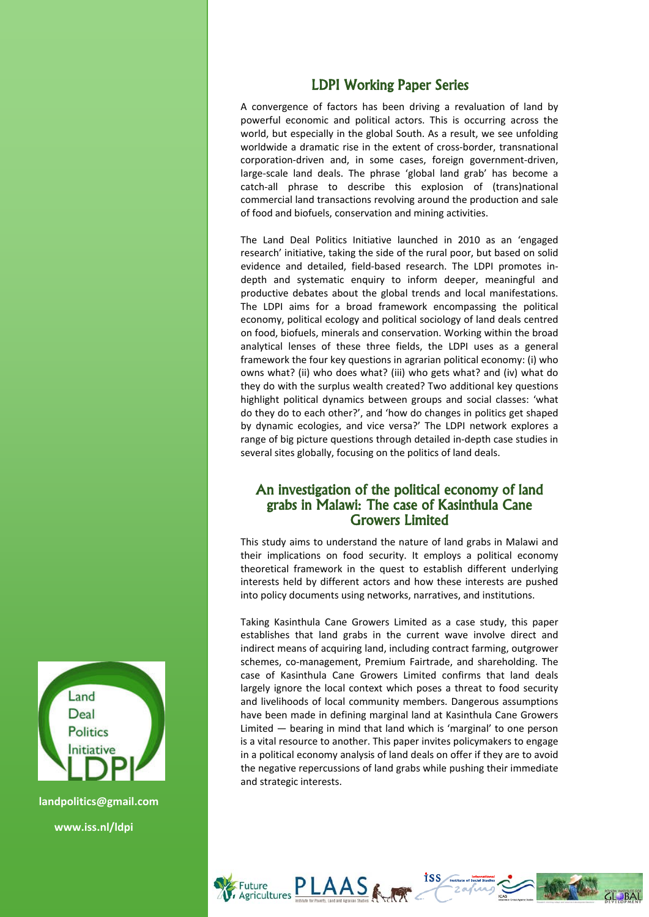## LDPI Working Paper Series

A convergence of factors has been driving a revaluation of land by powerful economic and political actors. This is occurring across the world, but especially in the global South. As a result, we see unfolding worldwide a dramatic rise in the extent of cross-border, transnational corporation-driven and, in some cases, foreign government-driven, large-scale land deals. The phrase 'global land grab' has become a catch-all phrase to describe this explosion of (trans)national commercial land transactions revolving around the production and sale of food and biofuels, conservation and mining activities.

The Land Deal Politics Initiative launched in 2010 as an 'engaged research' initiative, taking the side of the rural poor, but based on solid evidence and detailed, field-based research. The LDPI promotes in-depth and systematic enquiry to inform deeper, meaningful and productive debates about the global trends and local manifestations. The LDPI aims for a broad framework encompassing the political economy, political ecology and political sociology of land deals centred on food, biofuels, minerals and conservation. Working within the broad analytical lenses of these three fields, the LDPI uses as a general framework the four key questions in agrarian political economy: (i) who owns what? (ii) who does what? (iii) who gets what? and (iv) what do they do with the surplus wealth created? Two additional key questions highlight political dynamics between groups and social classes: 'what do they do to each other?', and 'how do changes in politics get shaped by dynamic ecologies, and vice versa?' The LDPI network explores a range of big picture questions through detailed in-depth case studies in several sites globally, focusing on the politics of land deals.

## An investigation of the political economy of land grabs in Malawi: The case of Kasinthula Cane Growers Limited

This study aims to understand the nature of land grabs in Malawi and their implications on food security. It employs a political economy theoretical framework in the quest to establish different underlying interests held by different actors and how these interests are pushed into policy documents using networks, narratives, and institutions.

Taking Kasinthula Cane Growers Limited as a case study, this paper establishes that land grabs in the current wave involve direct and indirect means of acquiring land, including contract farming, outgrower schemes, co-management, Premium Fairtrade, and shareholding. The case of Kasinthula Cane Growers Limited confirms that land deals largely ignore the local context which poses a threat to food security and livelihoods of local community members. Dangerous assumptions have been made in defining marginal land at Kasinthula Cane Growers Limited — bearing in mind that land which is 'marginal' to one person is a vital resource to another. This paper invites policymakers to engage in a political economy analysis of land deals on offer if they are to avoid the negative repercussions of land grabs while pushing their immediate and strategic interests.

Land Deal Politics Initiative LDPI

landpolitics@gmail.com

www.iss.nl/ldpi